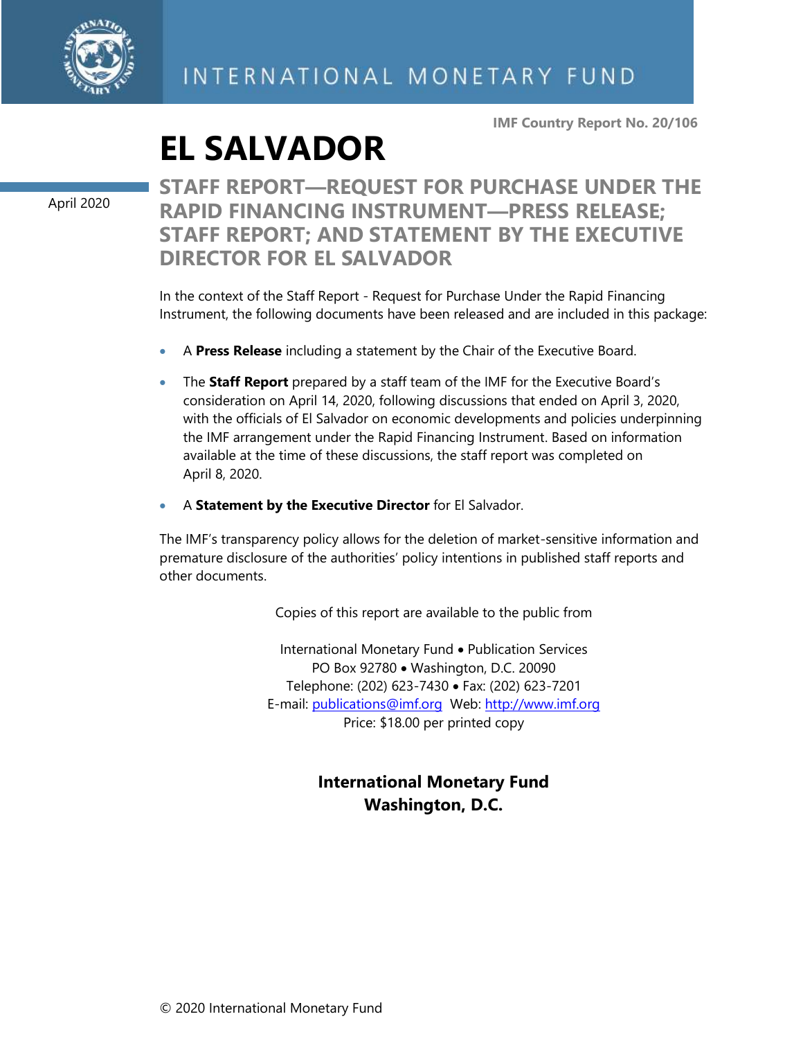INTERNATIONAL MONETARY FUND

**IMF Country Report No. 20/106**

# EL SALVADOR

April 2020

## STAFF REPORT—REQUEST FOR PURCHASE UNDER THE RAPID FINANCING INSTRUMENT—PRESS RELEASE; STAFF REPORT; AND STATEMENT BY THE EXECUTIVE DIRECTOR FOR EL SALVADOR

In the context of the Staff Report - Request for Purchase Under the Rapid Financing Instrument, the following documents have been released and are included in this package:

- A **Press Release** including a statement by the Chair of the Executive Board.
- The **Staff Report** prepared by a staff team of the IMF for the Executive Board's consideration on April 14, 2020, following discussions that ended on April 3, 2020, with the officials of El Salvador on economic developments and policies underpinning the IMF arrangement under the Rapid Financing Instrument. Based on information available at the time of these discussions, the staff report was completed on April 8, 2020.
- A **Statement by the Executive Director** for El Salvador.

The IMF's transparency policy allows for the deletion of market-sensitive information and premature disclosure of the authorities' policy intentions in published staff reports and other documents.

Copies of this report are available to the public from

International Monetary Fund • Publication Services
PO Box 92780 • Washington, D.C. 20090
Telephone: (202) 623-7430 • Fax: (202) 623-7201
E-mail: publications@imf.org Web: http://www.imf.org
Price: $18.00 per printed copy

**International Monetary Fund**
**Washington, D.C.**

© 2020 International Monetary Fund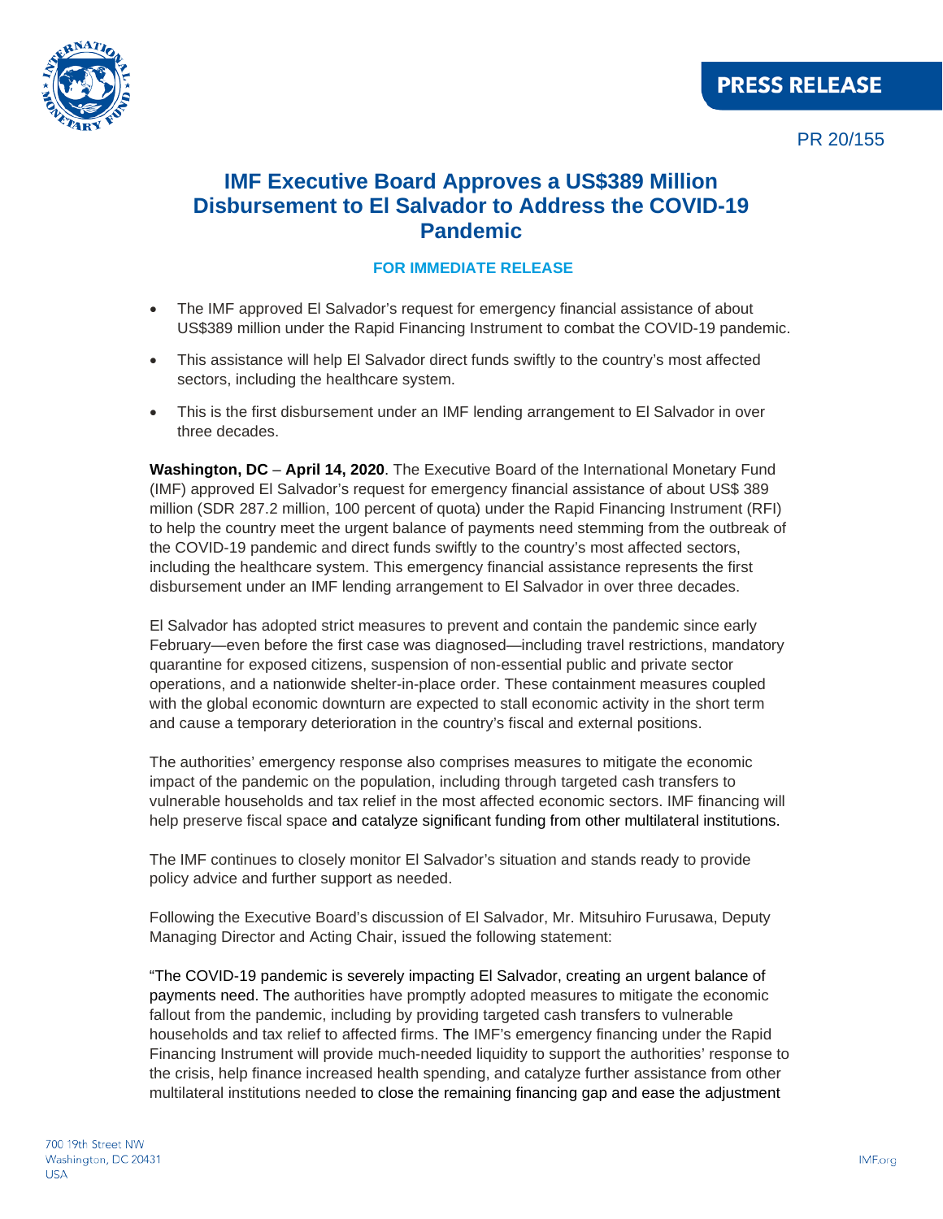**PRESS RELEASE**

PR 20/155

# IMF Executive Board Approves a US$389 Million Disbursement to El Salvador to Address the COVID-19 Pandemic

**FOR IMMEDIATE RELEASE**

- The IMF approved El Salvador's request for emergency financial assistance of about US$389 million under the Rapid Financing Instrument to combat the COVID-19 pandemic.
- This assistance will help El Salvador direct funds swiftly to the country's most affected sectors, including the healthcare system.
- This is the first disbursement under an IMF lending arrangement to El Salvador in over three decades.

**Washington, DC** – **April 14, 2020**. The Executive Board of the International Monetary Fund (IMF) approved El Salvador's request for emergency financial assistance of about US$ 389 million (SDR 287.2 million, 100 percent of quota) under the Rapid Financing Instrument (RFI) to help the country meet the urgent balance of payments need stemming from the outbreak of the COVID-19 pandemic and direct funds swiftly to the country's most affected sectors, including the healthcare system. This emergency financial assistance represents the first disbursement under an IMF lending arrangement to El Salvador in over three decades.

El Salvador has adopted strict measures to prevent and contain the pandemic since early February—even before the first case was diagnosed—including travel restrictions, mandatory quarantine for exposed citizens, suspension of non-essential public and private sector operations, and a nationwide shelter-in-place order. These containment measures coupled with the global economic downturn are expected to stall economic activity in the short term and cause a temporary deterioration in the country's fiscal and external positions.

The authorities' emergency response also comprises measures to mitigate the economic impact of the pandemic on the population, including through targeted cash transfers to vulnerable households and tax relief in the most affected economic sectors. IMF financing will help preserve fiscal space and catalyze significant funding from other multilateral institutions.

The IMF continues to closely monitor El Salvador's situation and stands ready to provide policy advice and further support as needed.

Following the Executive Board's discussion of El Salvador, Mr. Mitsuhiro Furusawa, Deputy Managing Director and Acting Chair, issued the following statement:

"The COVID-19 pandemic is severely impacting El Salvador, creating an urgent balance of payments need. The authorities have promptly adopted measures to mitigate the economic fallout from the pandemic, including by providing targeted cash transfers to vulnerable households and tax relief to affected firms. The IMF's emergency financing under the Rapid Financing Instrument will provide much-needed liquidity to support the authorities' response to the crisis, help finance increased health spending, and catalyze further assistance from other multilateral institutions needed to close the remaining financing gap and ease the adjustment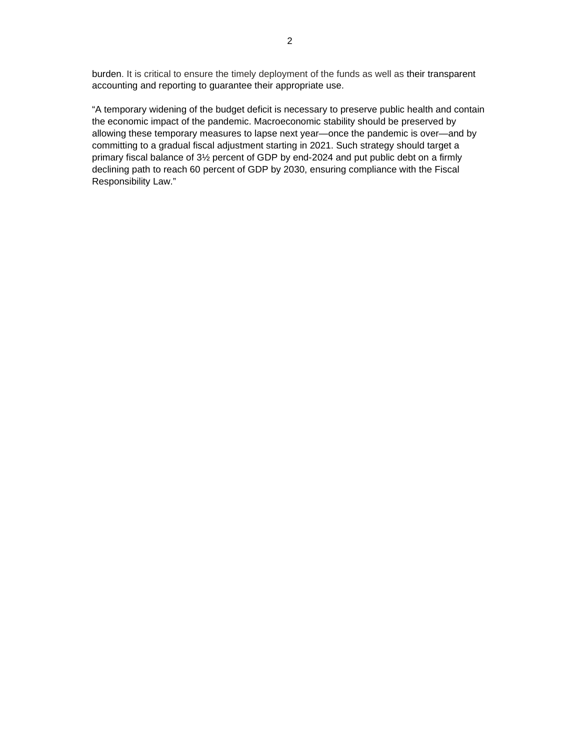burden. It is critical to ensure the timely deployment of the funds as well as their transparent accounting and reporting to guarantee their appropriate use.

"A temporary widening of the budget deficit is necessary to preserve public health and contain the economic impact of the pandemic. Macroeconomic stability should be preserved by allowing these temporary measures to lapse next year—once the pandemic is over—and by committing to a gradual fiscal adjustment starting in 2021. Such strategy should target a primary fiscal balance of 3½ percent of GDP by end-2024 and put public debt on a firmly declining path to reach 60 percent of GDP by 2030, ensuring compliance with the Fiscal Responsibility Law."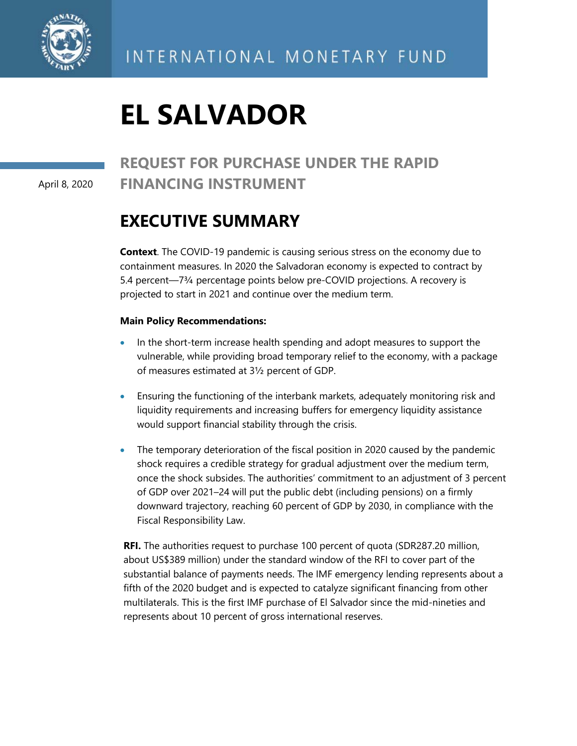# EL SALVADOR

## REQUEST FOR PURCHASE UNDER THE RAPID FINANCING INSTRUMENT

April 8, 2020

## EXECUTIVE SUMMARY

**Context**. The COVID-19 pandemic is causing serious stress on the economy due to containment measures. In 2020 the Salvadoran economy is expected to contract by 5.4 percent—7¾ percentage points below pre-COVID projections. A recovery is projected to start in 2021 and continue over the medium term.

**Main Policy Recommendations:**

- In the short-term increase health spending and adopt measures to support the vulnerable, while providing broad temporary relief to the economy, with a package of measures estimated at 3½ percent of GDP.
- Ensuring the functioning of the interbank markets, adequately monitoring risk and liquidity requirements and increasing buffers for emergency liquidity assistance would support financial stability through the crisis.
- The temporary deterioration of the fiscal position in 2020 caused by the pandemic shock requires a credible strategy for gradual adjustment over the medium term, once the shock subsides. The authorities' commitment to an adjustment of 3 percent of GDP over 2021–24 will put the public debt (including pensions) on a firmly downward trajectory, reaching 60 percent of GDP by 2030, in compliance with the Fiscal Responsibility Law.

**RFI.** The authorities request to purchase 100 percent of quota (SDR287.20 million, about US$389 million) under the standard window of the RFI to cover part of the substantial balance of payments needs. The IMF emergency lending represents about a fifth of the 2020 budget and is expected to catalyze significant financing from other multilaterals. This is the first IMF purchase of El Salvador since the mid-nineties and represents about 10 percent of gross international reserves.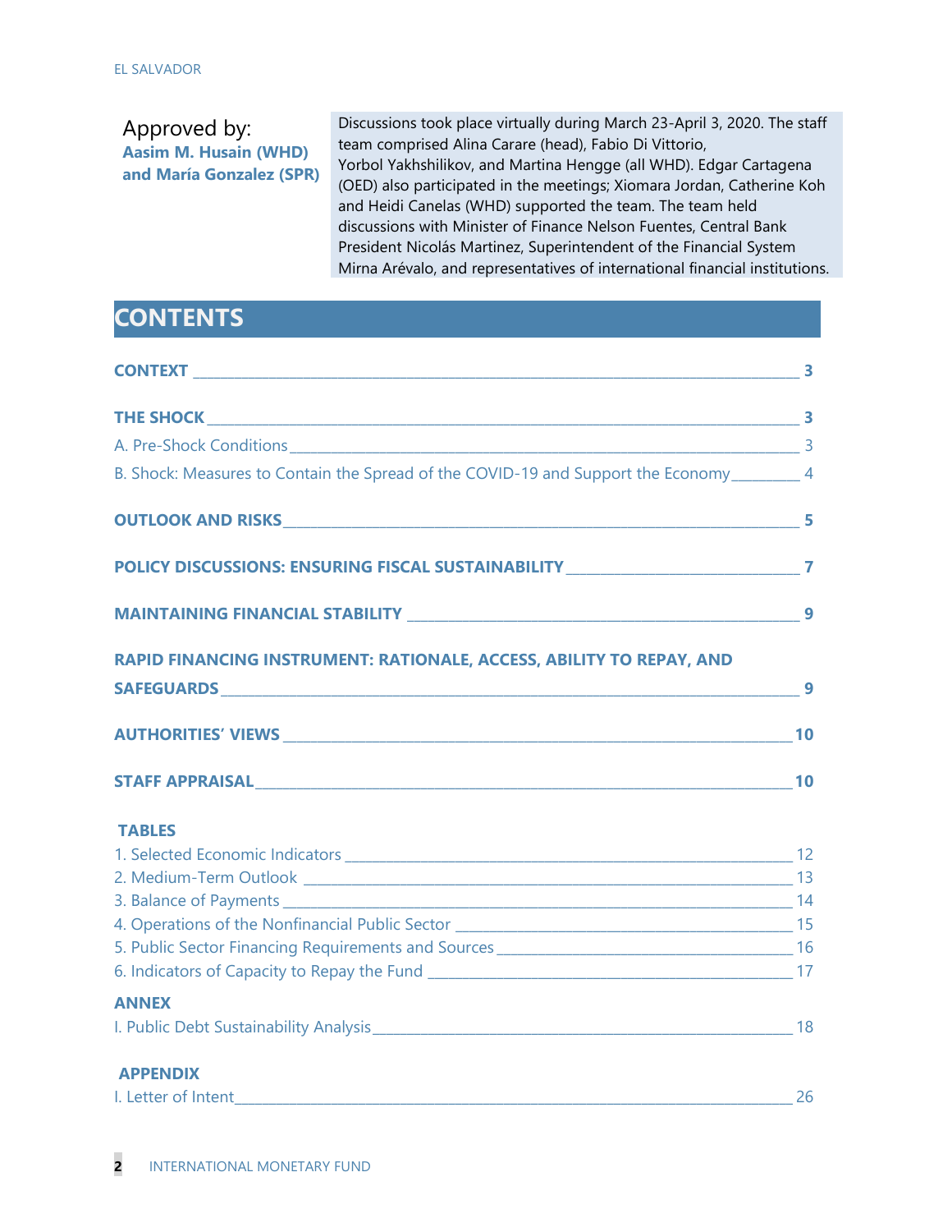Approved by:
**Aasim M. Husain (WHD) and María Gonzalez (SPR)**

Discussions took place virtually during March 23-April 3, 2020. The staff team comprised Alina Carare (head), Fabio Di Vittorio, Yorbol Yakhshilikov, and Martina Hengge (all WHD). Edgar Cartagena (OED) also participated in the meetings; Xiomara Jordan, Catherine Koh and Heidi Canelas (WHD) supported the team. The team held discussions with Minister of Finance Nelson Fuentes, Central Bank President Nicolás Martinez, Superintendent of the Financial System Mirna Arévalo, and representatives of international financial institutions.

## CONTENTS

**CONTEXT** 3

**THE SHOCK** 3

A. Pre-Shock Conditions 3

B. Shock: Measures to Contain the Spread of the COVID-19 and Support the Economy 4

**OUTLOOK AND RISKS** 5

**POLICY DISCUSSIONS: ENSURING FISCAL SUSTAINABILITY** 7

**MAINTAINING FINANCIAL STABILITY** 9

**RAPID FINANCING INSTRUMENT: RATIONALE, ACCESS, ABILITY TO REPAY, AND SAFEGUARDS** 9

**AUTHORITIES' VIEWS** 10

**STAFF APPRAISAL** 10

**TABLES**

1. Selected Economic Indicators 12
2. Medium-Term Outlook 13
3. Balance of Payments 14
4. Operations of the Nonfinancial Public Sector 15
5. Public Sector Financing Requirements and Sources 16
6. Indicators of Capacity to Repay the Fund 17

**ANNEX**

I. Public Debt Sustainability Analysis 18

**APPENDIX**

I. Letter of Intent 26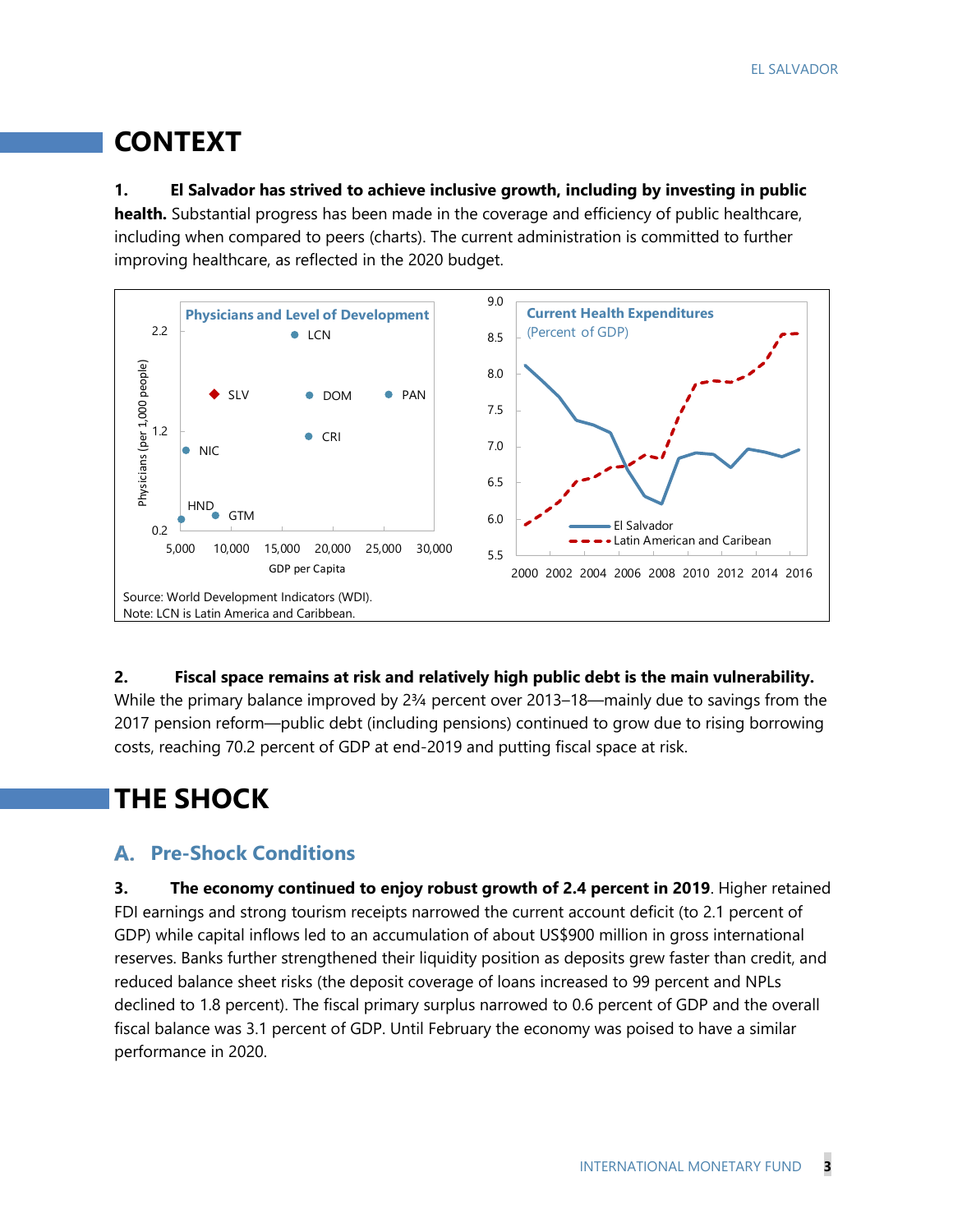# CONTEXT

**1. El Salvador has strived to achieve inclusive growth, including by investing in public health.** Substantial progress has been made in the coverage and efficiency of public healthcare, including when compared to peers (charts). The current administration is committed to further improving healthcare, as reflected in the 2020 budget.

Source: World Development Indicators (WDI).
Note: LCN is Latin America and Caribbean.

**2. Fiscal space remains at risk and relatively high public debt is the main vulnerability.** While the primary balance improved by 2¾ percent over 2013–18—mainly due to savings from the 2017 pension reform—public debt (including pensions) continued to grow due to rising borrowing costs, reaching 70.2 percent of GDP at end-2019 and putting fiscal space at risk.

# THE SHOCK

## A. Pre-Shock Conditions

**3. The economy continued to enjoy robust growth of 2.4 percent in 2019**. Higher retained FDI earnings and strong tourism receipts narrowed the current account deficit (to 2.1 percent of GDP) while capital inflows led to an accumulation of about US$900 million in gross international reserves. Banks further strengthened their liquidity position as deposits grew faster than credit, and reduced balance sheet risks (the deposit coverage of loans increased to 99 percent and NPLs declined to 1.8 percent). The fiscal primary surplus narrowed to 0.6 percent of GDP and the overall fiscal balance was 3.1 percent of GDP. Until February the economy was poised to have a similar performance in 2020.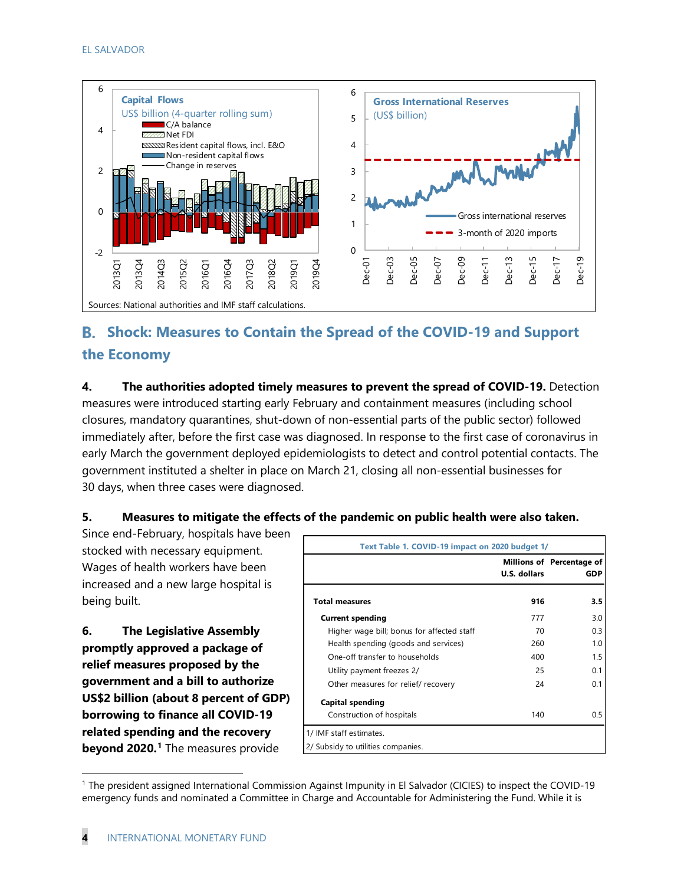Sources: National authorities and IMF staff calculations.

## B. Shock: Measures to Contain the Spread of the COVID-19 and Support the Economy

**4. The authorities adopted timely measures to prevent the spread of COVID-19.** Detection measures were introduced starting early February and containment measures (including school closures, mandatory quarantines, shut-down of non-essential parts of the public sector) followed immediately after, before the first case was diagnosed. In response to the first case of coronavirus in early March the government deployed epidemiologists to detect and control potential contacts. The government instituted a shelter in place on March 21, closing all non-essential businesses for 30 days, when three cases were diagnosed.

**5. Measures to mitigate the effects of the pandemic on public health were also taken.** Since end-February, hospitals have been stocked with necessary equipment. Wages of health workers have been increased and a new large hospital is being built.

**Text Table 1. COVID-19 impact on 2020 budget 1/**

| | Millions of U.S. dollars | Percentage of GDP |
|---|---|---|
| **Total measures** | **916** | **3.5** |
| **Current spending** | 777 | 3.0 |
| Higher wage bill; bonus for affected staff | 70 | 0.3 |
| Health spending (goods and services) | 260 | 1.0 |
| One-off transfer to households | 400 | 1.5 |
| Utility payment freezes 2/ | 25 | 0.1 |
| Other measures for relief/ recovery | 24 | 0.1 |
| **Capital spending** | | |
| Construction of hospitals | 140 | 0.5 |

1/ IMF staff estimates.
2/ Subsidy to utilities companies.

**6. The Legislative Assembly promptly approved a package of relief measures proposed by the government and a bill to authorize US$2 billion (about 8 percent of GDP) borrowing to finance all COVID-19 related spending and the recovery beyond 2020.**[1] The measures provide

[1] The president assigned International Commission Against Impunity in El Salvador (CICIES) to inspect the COVID-19 emergency funds and nominated a Committee in Charge and Accountable for Administering the Fund. While it is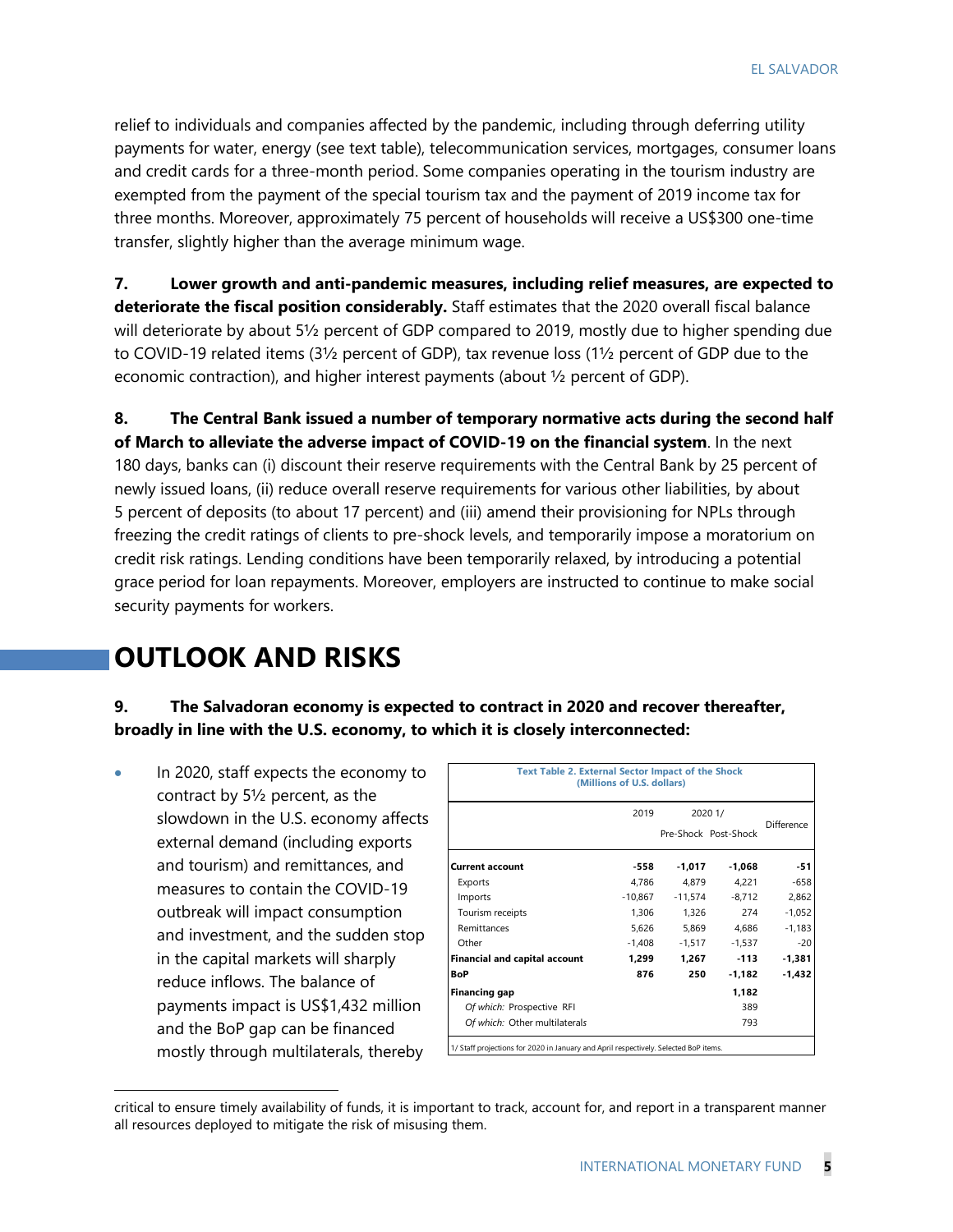relief to individuals and companies affected by the pandemic, including through deferring utility payments for water, energy (see text table), telecommunication services, mortgages, consumer loans and credit cards for a three-month period. Some companies operating in the tourism industry are exempted from the payment of the special tourism tax and the payment of 2019 income tax for three months. Moreover, approximately 75 percent of households will receive a US$300 one-time transfer, slightly higher than the average minimum wage.

**7. Lower growth and anti-pandemic measures, including relief measures, are expected to deteriorate the fiscal position considerably.** Staff estimates that the 2020 overall fiscal balance will deteriorate by about 5½ percent of GDP compared to 2019, mostly due to higher spending due to COVID-19 related items (3½ percent of GDP), tax revenue loss (1½ percent of GDP due to the economic contraction), and higher interest payments (about ½ percent of GDP).

**8. The Central Bank issued a number of temporary normative acts during the second half of March to alleviate the adverse impact of COVID-19 on the financial system**. In the next 180 days, banks can (i) discount their reserve requirements with the Central Bank by 25 percent of newly issued loans, (ii) reduce overall reserve requirements for various other liabilities, by about 5 percent of deposits (to about 17 percent) and (iii) amend their provisioning for NPLs through freezing the credit ratings of clients to pre-shock levels, and temporarily impose a moratorium on credit risk ratings. Lending conditions have been temporarily relaxed, by introducing a potential grace period for loan repayments. Moreover, employers are instructed to continue to make social security payments for workers.

# OUTLOOK AND RISKS

**9. The Salvadoran economy is expected to contract in 2020 and recover thereafter, broadly in line with the U.S. economy, to which it is closely interconnected:**

- In 2020, staff expects the economy to contract by 5½ percent, as the slowdown in the U.S. economy affects external demand (including exports and tourism) and remittances, and measures to contain the COVID-19 outbreak will impact consumption and investment, and the sudden stop in the capital markets will sharply reduce inflows. The balance of payments impact is US$1,432 million and the BoP gap can be financed mostly through multilaterals, thereby

**Text Table 2. External Sector Impact of the Shock**
**(Millions of U.S. dollars)**

| | 2019 | 2020 1/ | | Difference |
|---|---|---|---|---|
| | | Pre-Shock | Post-Shock | |
| **Current account** | **-558** | **-1,017** | **-1,068** | **-51** |
| Exports | 4,786 | 4,879 | 4,221 | -658 |
| Imports | -10,867 | -11,574 | -8,712 | 2,862 |
| Tourism receipts | 1,306 | 1,326 | 274 | -1,052 |
| Remittances | 5,626 | 5,869 | 4,686 | -1,183 |
| Other | -1,408 | -1,517 | -1,537 | -20 |
| **Financial and capital account** | **1,299** | **1,267** | **-113** | **-1,381** |
| **BoP** | **876** | **250** | **-1,182** | **-1,432** |
| **Financing gap** | | | **1,182** | |
| *Of which:* Prospective RFI | | | 389 | |
| *Of which:* Other multilaterals | | | 793 | |

1/ Staff projections for 2020 in January and April respectively. Selected BoP items.

---

critical to ensure timely availability of funds, it is important to track, account for, and report in a transparent manner all resources deployed to mitigate the risk of misusing them.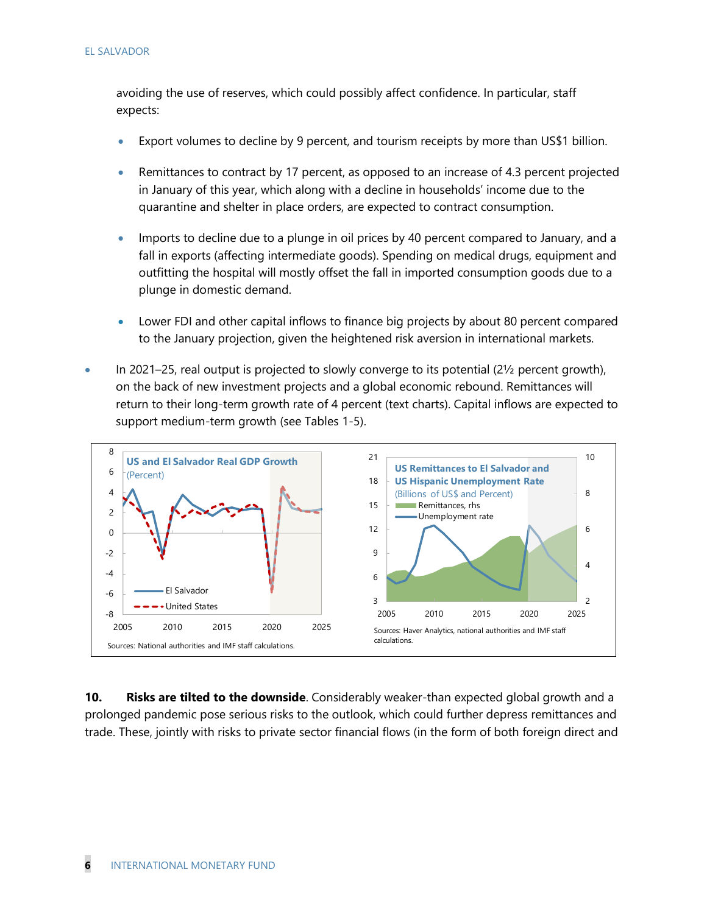avoiding the use of reserves, which could possibly affect confidence. In particular, staff expects:

- Export volumes to decline by 9 percent, and tourism receipts by more than US$1 billion.
- Remittances to contract by 17 percent, as opposed to an increase of 4.3 percent projected in January of this year, which along with a decline in households' income due to the quarantine and shelter in place orders, are expected to contract consumption.
- Imports to decline due to a plunge in oil prices by 40 percent compared to January, and a fall in exports (affecting intermediate goods). Spending on medical drugs, equipment and outfitting the hospital will mostly offset the fall in imported consumption goods due to a plunge in domestic demand.
- Lower FDI and other capital inflows to finance big projects by about 80 percent compared to the January projection, given the heightened risk aversion in international markets.

- In 2021–25, real output is projected to slowly converge to its potential (2½ percent growth), on the back of new investment projects and a global economic rebound. Remittances will return to their long-term growth rate of 4 percent (text charts). Capital inflows are expected to support medium-term growth (see Tables 1-5).

**US and El Salvador Real GDP Growth**
(Percent)

Sources: National authorities and IMF staff calculations.

**US Remittances to El Salvador and US Hispanic Unemployment Rate**
(Billions of US$ and Percent)

Sources: Haver Analytics, national authorities and IMF staff calculations.

**10. Risks are tilted to the downside**. Considerably weaker-than expected global growth and a prolonged pandemic pose serious risks to the outlook, which could further depress remittances and trade. These, jointly with risks to private sector financial flows (in the form of both foreign direct and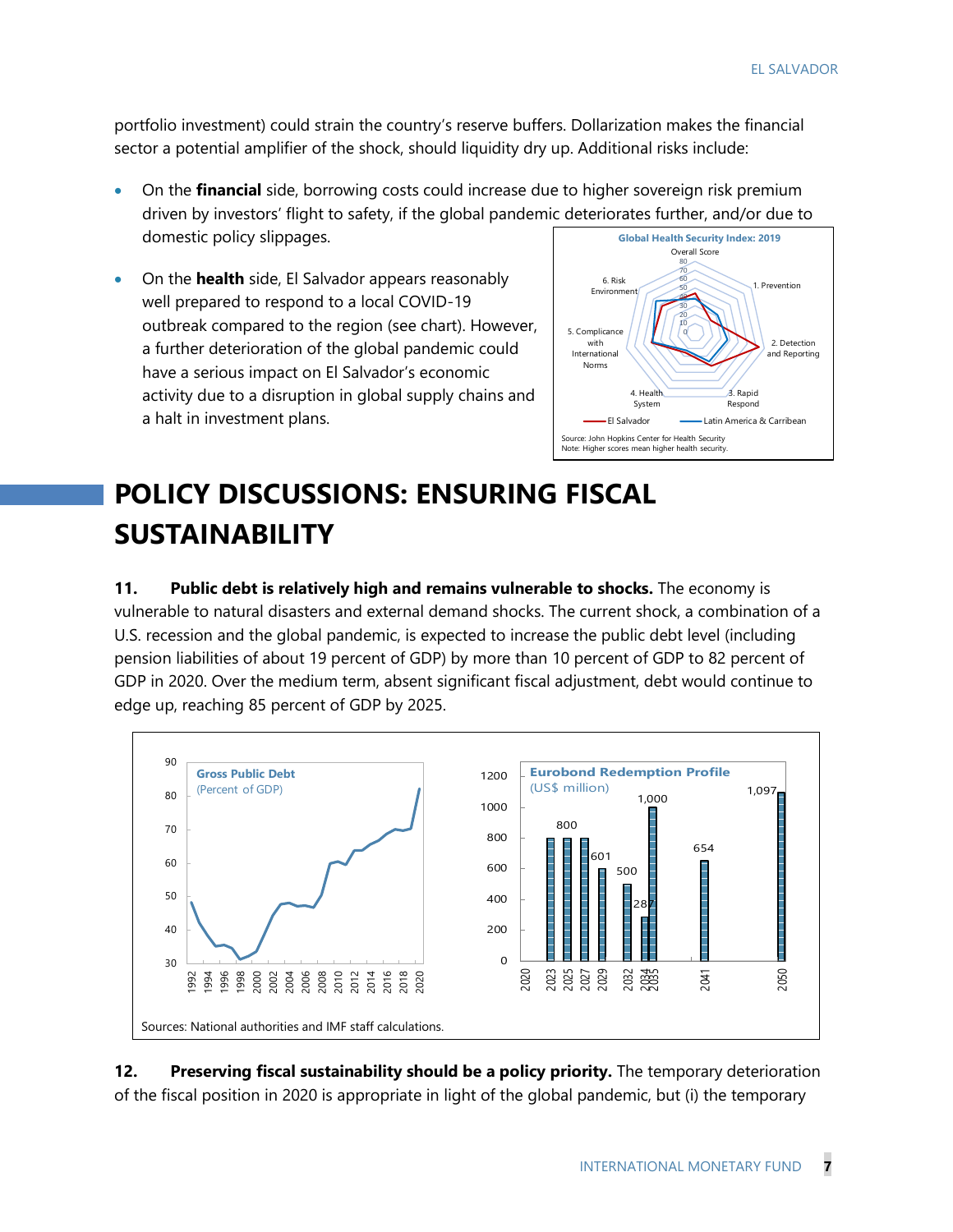portfolio investment) could strain the country's reserve buffers. Dollarization makes the financial sector a potential amplifier of the shock, should liquidity dry up. Additional risks include:

- On the **financial** side, borrowing costs could increase due to higher sovereign risk premium driven by investors' flight to safety, if the global pandemic deteriorates further, and/or due to domestic policy slippages.
- On the **health** side, El Salvador appears reasonably well prepared to respond to a local COVID-19 outbreak compared to the region (see chart). However, a further deterioration of the global pandemic could have a serious impact on El Salvador's economic activity due to a disruption in global supply chains and a halt in investment plans.

**Global Health Security Index: 2019**

Overall Score; 1. Prevention; 2. Detection and Reporting; 3. Rapid Respond; 4. Health System; 5. Complicance with International Norms; 6. Risk Environment

El Salvador — Latin America & Carribean

Source: John Hopkins Center for Health Security
Note: Higher scores mean higher health security.

## POLICY DISCUSSIONS: ENSURING FISCAL SUSTAINABILITY

**11. Public debt is relatively high and remains vulnerable to shocks.** The economy is vulnerable to natural disasters and external demand shocks. The current shock, a combination of a U.S. recession and the global pandemic, is expected to increase the public debt level (including pension liabilities of about 19 percent of GDP) by more than 10 percent of GDP to 82 percent of GDP in 2020. Over the medium term, absent significant fiscal adjustment, debt would continue to edge up, reaching 85 percent of GDP by 2025.

**Gross Public Debt** (Percent of GDP)

**Eurobond Redemption Profile** (US$ million)

| Year | 2023 | 2025 | 2027 | 2029 | 2032 | 2034 | 2035 | 2041 | 2050 |
|---|---|---|---|---|---|---|---|---|---|
| US$ million | 800 | 800 | 800 | 601 | 500 | 287 | 1,000 | 654 | 1,097 |

Sources: National authorities and IMF staff calculations.

**12. Preserving fiscal sustainability should be a policy priority.** The temporary deterioration of the fiscal position in 2020 is appropriate in light of the global pandemic, but (i) the temporary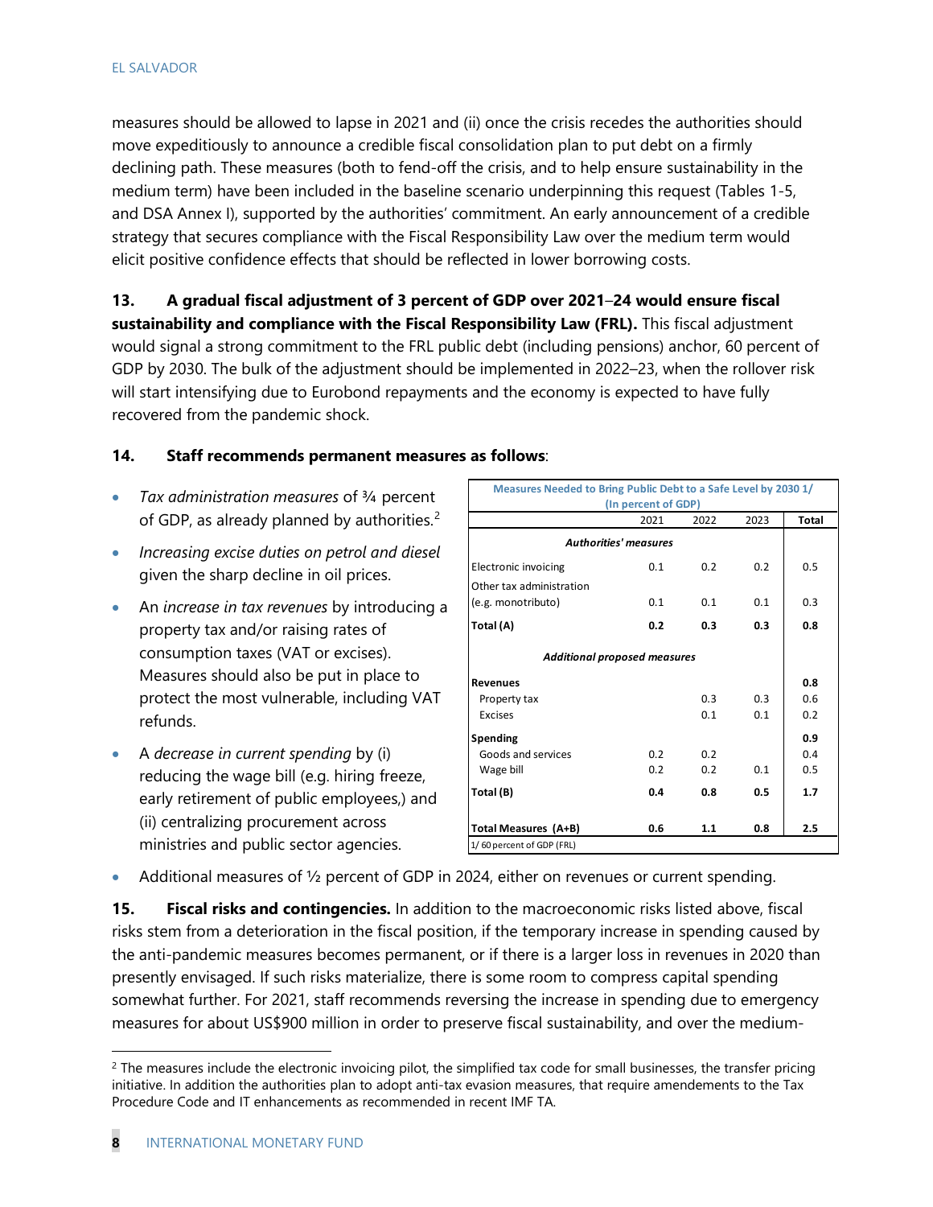measures should be allowed to lapse in 2021 and (ii) once the crisis recedes the authorities should move expeditiously to announce a credible fiscal consolidation plan to put debt on a firmly declining path. These measures (both to fend-off the crisis, and to help ensure sustainability in the medium term) have been included in the baseline scenario underpinning this request (Tables 1-5, and DSA Annex I), supported by the authorities' commitment. An early announcement of a credible strategy that secures compliance with the Fiscal Responsibility Law over the medium term would elicit positive confidence effects that should be reflected in lower borrowing costs.

**13. A gradual fiscal adjustment of 3 percent of GDP over 2021–24 would ensure fiscal sustainability and compliance with the Fiscal Responsibility Law (FRL).** This fiscal adjustment would signal a strong commitment to the FRL public debt (including pensions) anchor, 60 percent of GDP by 2030. The bulk of the adjustment should be implemented in 2022–23, when the rollover risk will start intensifying due to Eurobond repayments and the economy is expected to have fully recovered from the pandemic shock.

**14. Staff recommends permanent measures as follows**:

- *Tax administration measures* of ¾ percent of GDP, as already planned by authorities.[2]
- *Increasing excise duties on petrol and diesel* given the sharp decline in oil prices.
- An *increase in tax revenues* by introducing a property tax and/or raising rates of consumption taxes (VAT or excises). Measures should also be put in place to protect the most vulnerable, including VAT refunds.
- A *decrease in current spending* by (i) reducing the wage bill (e.g. hiring freeze, early retirement of public employees,) and (ii) centralizing procurement across ministries and public sector agencies.
- Additional measures of ½ percent of GDP in 2024, either on revenues or current spending.

**Measures Needed to Bring Public Debt to a Safe Level by 2030 1/ (In percent of GDP)**

| | 2021 | 2022 | 2023 | Total |
|---|---|---|---|---|
| ***Authorities' measures*** | | | | |
| Electronic invoicing | 0.1 | 0.2 | 0.2 | 0.5 |
| Other tax administration (e.g. monotributo) | 0.1 | 0.1 | 0.1 | 0.3 |
| **Total (A)** | **0.2** | **0.3** | **0.3** | **0.8** |
| ***Additional proposed measures*** | | | | |
| **Revenues** | | | | **0.8** |
| Property tax | | 0.3 | 0.3 | 0.6 |
| Excises | | 0.1 | 0.1 | 0.2 |
| **Spending** | | | | **0.9** |
| Goods and services | 0.2 | 0.2 | | 0.4 |
| Wage bill | 0.2 | 0.2 | 0.1 | 0.5 |
| **Total (B)** | **0.4** | **0.8** | **0.5** | **1.7** |
| **Total Measures (A+B)** | **0.6** | **1.1** | **0.8** | **2.5** |

1/ 60 percent of GDP (FRL)

**15. Fiscal risks and contingencies.** In addition to the macroeconomic risks listed above, fiscal risks stem from a deterioration in the fiscal position, if the temporary increase in spending caused by the anti-pandemic measures becomes permanent, or if there is a larger loss in revenues in 2020 than presently envisaged. If such risks materialize, there is some room to compress capital spending somewhat further. For 2021, staff recommends reversing the increase in spending due to emergency measures for about US$900 million in order to preserve fiscal sustainability, and over the medium-

[2] The measures include the electronic invoicing pilot, the simplified tax code for small businesses, the transfer pricing initiative. In addition the authorities plan to adopt anti-tax evasion measures, that require amendements to the Tax Procedure Code and IT enhancements as recommended in recent IMF TA.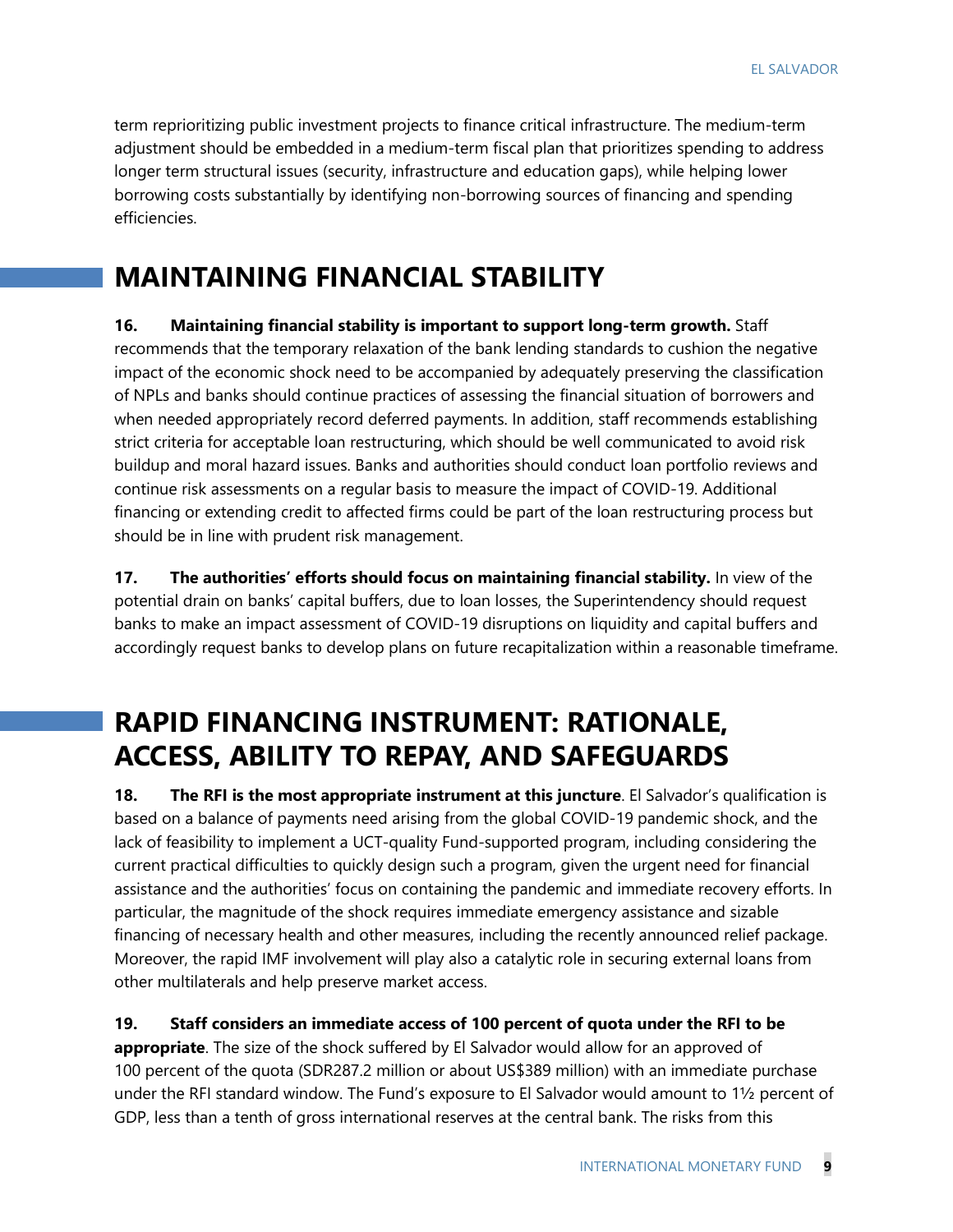term reprioritizing public investment projects to finance critical infrastructure. The medium-term adjustment should be embedded in a medium-term fiscal plan that prioritizes spending to address longer term structural issues (security, infrastructure and education gaps), while helping lower borrowing costs substantially by identifying non-borrowing sources of financing and spending efficiencies.

## MAINTAINING FINANCIAL STABILITY

**16. Maintaining financial stability is important to support long-term growth.** Staff recommends that the temporary relaxation of the bank lending standards to cushion the negative impact of the economic shock need to be accompanied by adequately preserving the classification of NPLs and banks should continue practices of assessing the financial situation of borrowers and when needed appropriately record deferred payments. In addition, staff recommends establishing strict criteria for acceptable loan restructuring, which should be well communicated to avoid risk buildup and moral hazard issues. Banks and authorities should conduct loan portfolio reviews and continue risk assessments on a regular basis to measure the impact of COVID-19. Additional financing or extending credit to affected firms could be part of the loan restructuring process but should be in line with prudent risk management.

**17. The authorities' efforts should focus on maintaining financial stability.** In view of the potential drain on banks' capital buffers, due to loan losses, the Superintendency should request banks to make an impact assessment of COVID-19 disruptions on liquidity and capital buffers and accordingly request banks to develop plans on future recapitalization within a reasonable timeframe.

## RAPID FINANCING INSTRUMENT: RATIONALE, ACCESS, ABILITY TO REPAY, AND SAFEGUARDS

**18. The RFI is the most appropriate instrument at this juncture**. El Salvador's qualification is based on a balance of payments need arising from the global COVID-19 pandemic shock, and the lack of feasibility to implement a UCT-quality Fund-supported program, including considering the current practical difficulties to quickly design such a program, given the urgent need for financial assistance and the authorities' focus on containing the pandemic and immediate recovery efforts. In particular, the magnitude of the shock requires immediate emergency assistance and sizable financing of necessary health and other measures, including the recently announced relief package. Moreover, the rapid IMF involvement will play also a catalytic role in securing external loans from other multilaterals and help preserve market access.

**19. Staff considers an immediate access of 100 percent of quota under the RFI to be appropriate**. The size of the shock suffered by El Salvador would allow for an approved of 100 percent of the quota (SDR287.2 million or about US$389 million) with an immediate purchase under the RFI standard window. The Fund's exposure to El Salvador would amount to 1½ percent of GDP, less than a tenth of gross international reserves at the central bank. The risks from this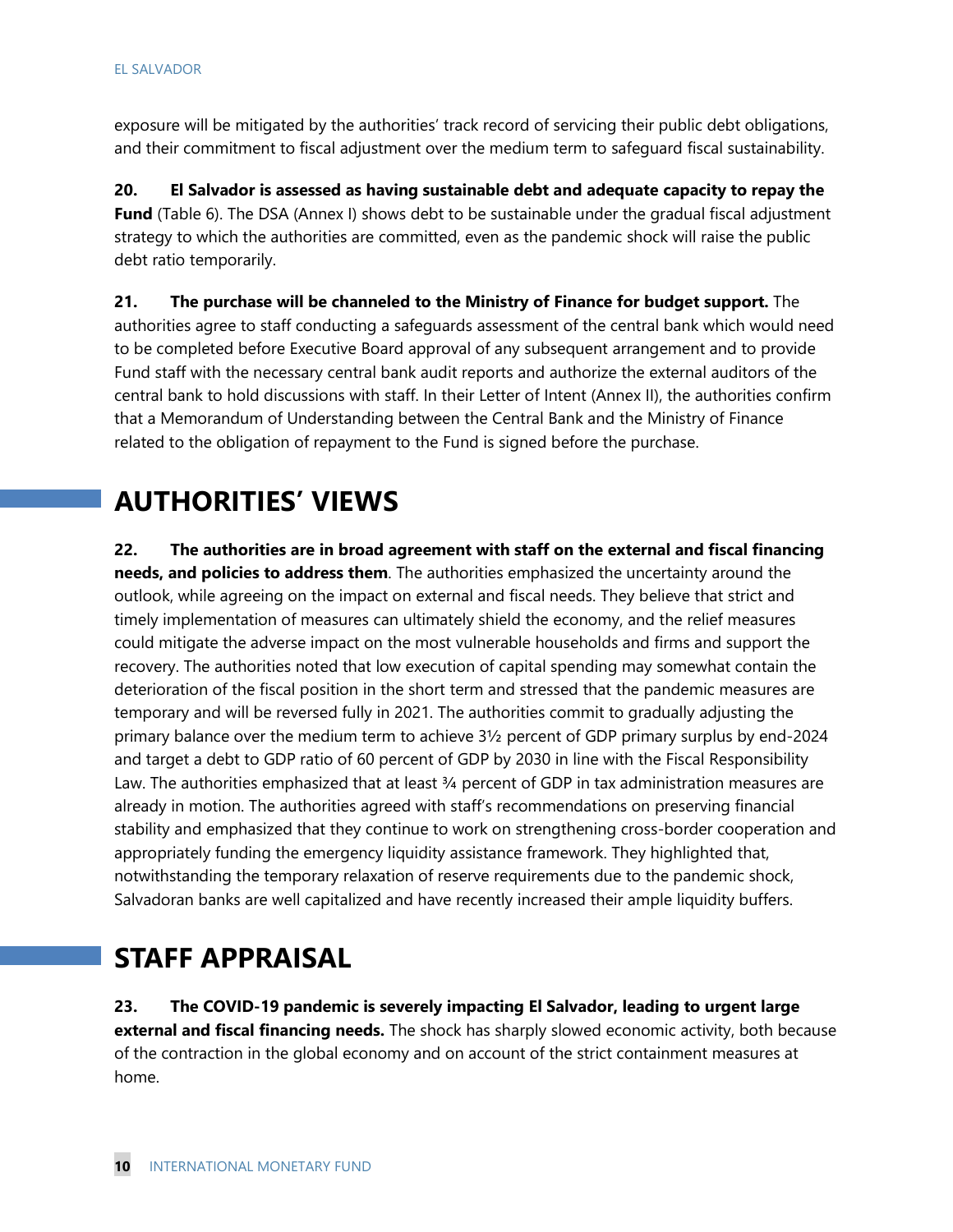exposure will be mitigated by the authorities' track record of servicing their public debt obligations, and their commitment to fiscal adjustment over the medium term to safeguard fiscal sustainability.

**20. El Salvador is assessed as having sustainable debt and adequate capacity to repay the Fund** (Table 6). The DSA (Annex I) shows debt to be sustainable under the gradual fiscal adjustment strategy to which the authorities are committed, even as the pandemic shock will raise the public debt ratio temporarily.

**21. The purchase will be channeled to the Ministry of Finance for budget support.** The authorities agree to staff conducting a safeguards assessment of the central bank which would need to be completed before Executive Board approval of any subsequent arrangement and to provide Fund staff with the necessary central bank audit reports and authorize the external auditors of the central bank to hold discussions with staff. In their Letter of Intent (Annex II), the authorities confirm that a Memorandum of Understanding between the Central Bank and the Ministry of Finance related to the obligation of repayment to the Fund is signed before the purchase.

# AUTHORITIES' VIEWS

**22. The authorities are in broad agreement with staff on the external and fiscal financing needs, and policies to address them**. The authorities emphasized the uncertainty around the outlook, while agreeing on the impact on external and fiscal needs. They believe that strict and timely implementation of measures can ultimately shield the economy, and the relief measures could mitigate the adverse impact on the most vulnerable households and firms and support the recovery. The authorities noted that low execution of capital spending may somewhat contain the deterioration of the fiscal position in the short term and stressed that the pandemic measures are temporary and will be reversed fully in 2021. The authorities commit to gradually adjusting the primary balance over the medium term to achieve 3½ percent of GDP primary surplus by end-2024 and target a debt to GDP ratio of 60 percent of GDP by 2030 in line with the Fiscal Responsibility Law. The authorities emphasized that at least ¾ percent of GDP in tax administration measures are already in motion. The authorities agreed with staff's recommendations on preserving financial stability and emphasized that they continue to work on strengthening cross-border cooperation and appropriately funding the emergency liquidity assistance framework. They highlighted that, notwithstanding the temporary relaxation of reserve requirements due to the pandemic shock, Salvadoran banks are well capitalized and have recently increased their ample liquidity buffers.

# STAFF APPRAISAL

**23. The COVID-19 pandemic is severely impacting El Salvador, leading to urgent large external and fiscal financing needs.** The shock has sharply slowed economic activity, both because of the contraction in the global economy and on account of the strict containment measures at home.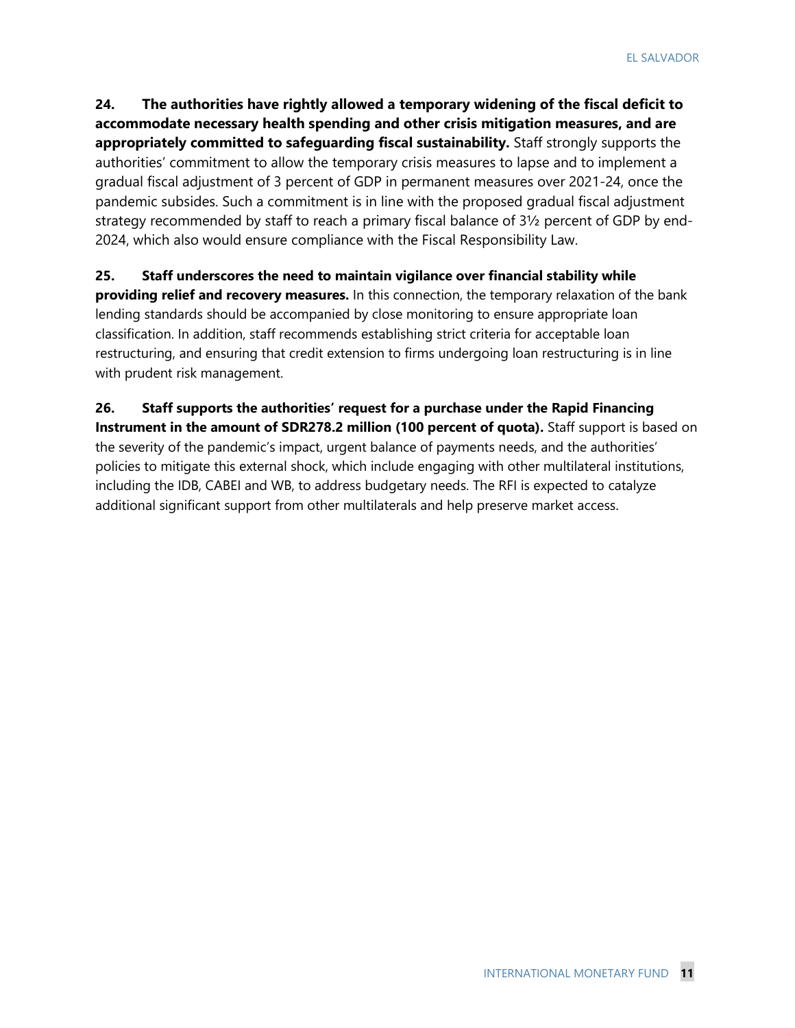**24. The authorities have rightly allowed a temporary widening of the fiscal deficit to accommodate necessary health spending and other crisis mitigation measures, and are appropriately committed to safeguarding fiscal sustainability.** Staff strongly supports the authorities' commitment to allow the temporary crisis measures to lapse and to implement a gradual fiscal adjustment of 3 percent of GDP in permanent measures over 2021-24, once the pandemic subsides. Such a commitment is in line with the proposed gradual fiscal adjustment strategy recommended by staff to reach a primary fiscal balance of 3½ percent of GDP by end-2024, which also would ensure compliance with the Fiscal Responsibility Law.

**25. Staff underscores the need to maintain vigilance over financial stability while providing relief and recovery measures.** In this connection, the temporary relaxation of the bank lending standards should be accompanied by close monitoring to ensure appropriate loan classification. In addition, staff recommends establishing strict criteria for acceptable loan restructuring, and ensuring that credit extension to firms undergoing loan restructuring is in line with prudent risk management.

**26. Staff supports the authorities' request for a purchase under the Rapid Financing Instrument in the amount of SDR278.2 million (100 percent of quota).** Staff support is based on the severity of the pandemic's impact, urgent balance of payments needs, and the authorities' policies to mitigate this external shock, which include engaging with other multilateral institutions, including the IDB, CABEI and WB, to address budgetary needs. The RFI is expected to catalyze additional significant support from other multilaterals and help preserve market access.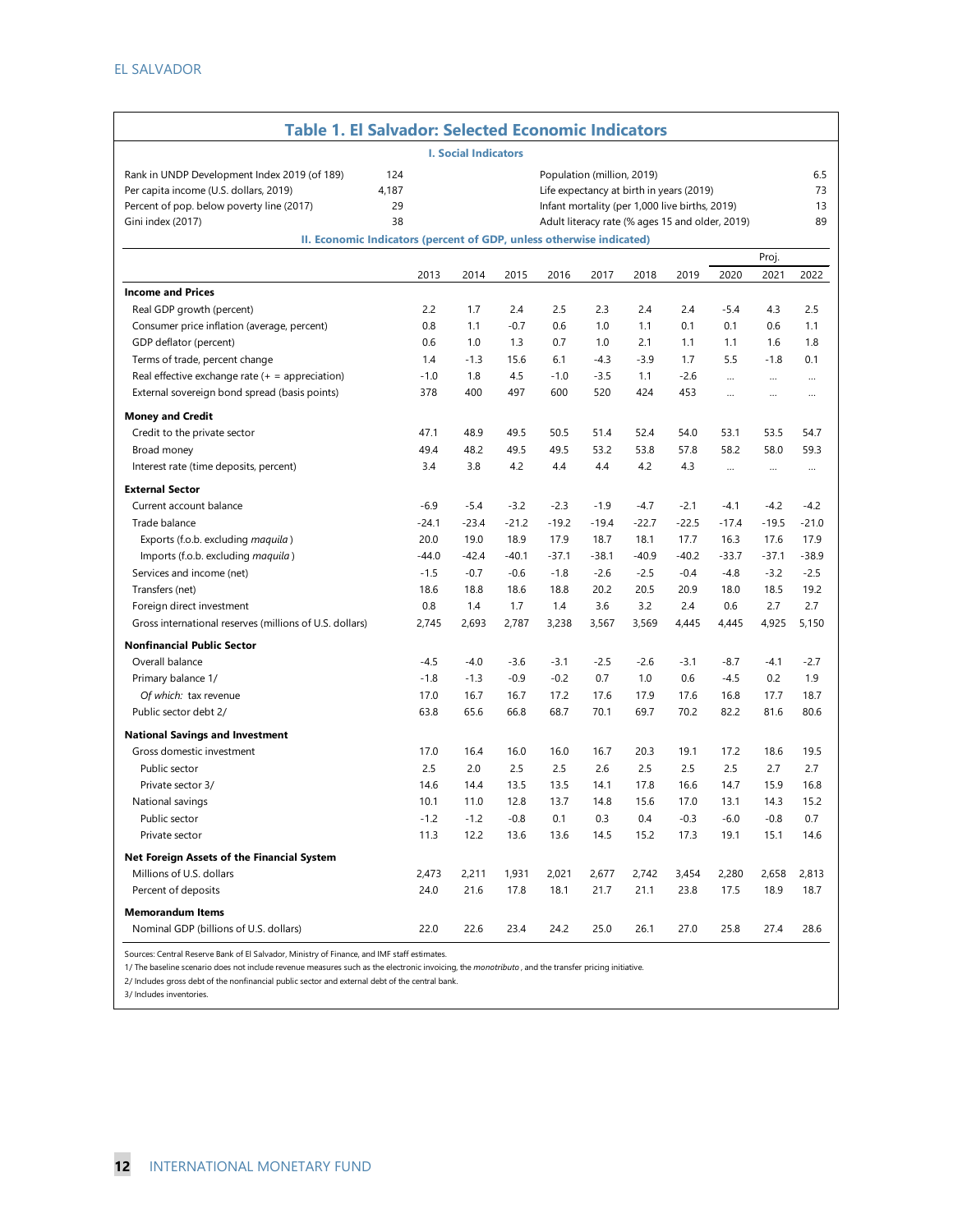## Table 1. El Salvador: Selected Economic Indicators

### I. Social Indicators

| | | | |
|---|---|---|---|
| Rank in UNDP Development Index 2019 (of 189) | 124 | Population (million, 2019) | 6.5 |
| Per capita income (U.S. dollars, 2019) | 4,187 | Life expectancy at birth in years (2019) | 73 |
| Percent of pop. below poverty line (2017) | 29 | Infant mortality (per 1,000 live births, 2019) | 13 |
| Gini index (2017) | 38 | Adult literacy rate (% ages 15 and older, 2019) | 89 |

### II. Economic Indicators (percent of GDP, unless otherwise indicated)

| | | | | | | | | Proj. | | |
|---|---|---|---|---|---|---|---|---|---|---|
| | 2013 | 2014 | 2015 | 2016 | 2017 | 2018 | 2019 | 2020 | 2021 | 2022 |
| **Income and Prices** | | | | | | | | | | |
| Real GDP growth (percent) | 2.2 | 1.7 | 2.4 | 2.5 | 2.3 | 2.4 | 2.4 | -5.4 | 4.3 | 2.5 |
| Consumer price inflation (average, percent) | 0.8 | 1.1 | -0.7 | 0.6 | 1.0 | 1.1 | 0.1 | 0.1 | 0.6 | 1.1 |
| GDP deflator (percent) | 0.6 | 1.0 | 1.3 | 0.7 | 1.0 | 2.1 | 1.1 | 1.1 | 1.6 | 1.8 |
| Terms of trade, percent change | 1.4 | -1.3 | 15.6 | 6.1 | -4.3 | -3.9 | 1.7 | 5.5 | -1.8 | 0.1 |
| Real effective exchange rate (+ = appreciation) | -1.0 | 1.8 | 4.5 | -1.0 | -3.5 | 1.1 | -2.6 | … | … | … |
| External sovereign bond spread (basis points) | 378 | 400 | 497 | 600 | 520 | 424 | 453 | … | … | … |
| **Money and Credit** | | | | | | | | | | |
| Credit to the private sector | 47.1 | 48.9 | 49.5 | 50.5 | 51.4 | 52.4 | 54.0 | 53.1 | 53.5 | 54.7 |
| Broad money | 49.4 | 48.2 | 49.5 | 49.5 | 53.2 | 53.8 | 57.8 | 58.2 | 58.0 | 59.3 |
| Interest rate (time deposits, percent) | 3.4 | 3.8 | 4.2 | 4.4 | 4.4 | 4.2 | 4.3 | … | … | … |
| **External Sector** | | | | | | | | | | |
| Current account balance | -6.9 | -5.4 | -3.2 | -2.3 | -1.9 | -4.7 | -2.1 | -4.1 | -4.2 | -4.2 |
| Trade balance | -24.1 | -23.4 | -21.2 | -19.2 | -19.4 | -22.7 | -22.5 | -17.4 | -19.5 | -21.0 |
| Exports (f.o.b. excluding *maquila*) | 20.0 | 19.0 | 18.9 | 17.9 | 18.7 | 18.1 | 17.7 | 16.3 | 17.6 | 17.9 |
| Imports (f.o.b. excluding *maquila*) | -44.0 | -42.4 | -40.1 | -37.1 | -38.1 | -40.9 | -40.2 | -33.7 | -37.1 | -38.9 |
| Services and income (net) | -1.5 | -0.7 | -0.6 | -1.8 | -2.6 | -2.5 | -0.4 | -4.8 | -3.2 | -2.5 |
| Transfers (net) | 18.6 | 18.8 | 18.6 | 18.8 | 20.2 | 20.5 | 20.9 | 18.0 | 18.5 | 19.2 |
| Foreign direct investment | 0.8 | 1.4 | 1.7 | 1.4 | 3.6 | 3.2 | 2.4 | 0.6 | 2.7 | 2.7 |
| Gross international reserves (millions of U.S. dollars) | 2,745 | 2,693 | 2,787 | 3,238 | 3,567 | 3,569 | 4,445 | 4,445 | 4,925 | 5,150 |
| **Nonfinancial Public Sector** | | | | | | | | | | |
| Overall balance | -4.5 | -4.0 | -3.6 | -3.1 | -2.5 | -2.6 | -3.1 | -8.7 | -4.1 | -2.7 |
| Primary balance 1/ | -1.8 | -1.3 | -0.9 | -0.2 | 0.7 | 1.0 | 0.6 | -4.5 | 0.2 | 1.9 |
| *Of which:* tax revenue | 17.0 | 16.7 | 16.7 | 17.2 | 17.6 | 17.9 | 17.6 | 16.8 | 17.7 | 18.7 |
| Public sector debt 2/ | 63.8 | 65.6 | 66.8 | 68.7 | 70.1 | 69.7 | 70.2 | 82.2 | 81.6 | 80.6 |
| **National Savings and Investment** | | | | | | | | | | |
| Gross domestic investment | 17.0 | 16.4 | 16.0 | 16.0 | 16.7 | 20.3 | 19.1 | 17.2 | 18.6 | 19.5 |
| Public sector | 2.5 | 2.0 | 2.5 | 2.5 | 2.6 | 2.5 | 2.5 | 2.5 | 2.7 | 2.7 |
| Private sector 3/ | 14.6 | 14.4 | 13.5 | 13.5 | 14.1 | 17.8 | 16.6 | 14.7 | 15.9 | 16.8 |
| National savings | 10.1 | 11.0 | 12.8 | 13.7 | 14.8 | 15.6 | 17.0 | 13.1 | 14.3 | 15.2 |
| Public sector | -1.2 | -1.2 | -0.8 | 0.1 | 0.3 | 0.4 | -0.3 | -6.0 | -0.8 | 0.7 |
| Private sector | 11.3 | 12.2 | 13.6 | 13.6 | 14.5 | 15.2 | 17.3 | 19.1 | 15.1 | 14.6 |
| **Net Foreign Assets of the Financial System** | | | | | | | | | | |
| Millions of U.S. dollars | 2,473 | 2,211 | 1,931 | 2,021 | 2,677 | 2,742 | 3,454 | 2,280 | 2,658 | 2,813 |
| Percent of deposits | 24.0 | 21.6 | 17.8 | 18.1 | 21.7 | 21.1 | 23.8 | 17.5 | 18.9 | 18.7 |
| **Memorandum Items** | | | | | | | | | | |
| Nominal GDP (billions of U.S. dollars) | 22.0 | 22.6 | 23.4 | 24.2 | 25.0 | 26.1 | 27.0 | 25.8 | 27.4 | 28.6 |

Sources: Central Reserve Bank of El Salvador, Ministry of Finance, and IMF staff estimates.

1/ The baseline scenario does not include revenue measures such as the electronic invoicing, the *monotributo*, and the transfer pricing initiative.

2/ Includes gross debt of the nonfinancial public sector and external debt of the central bank.

3/ Includes inventories.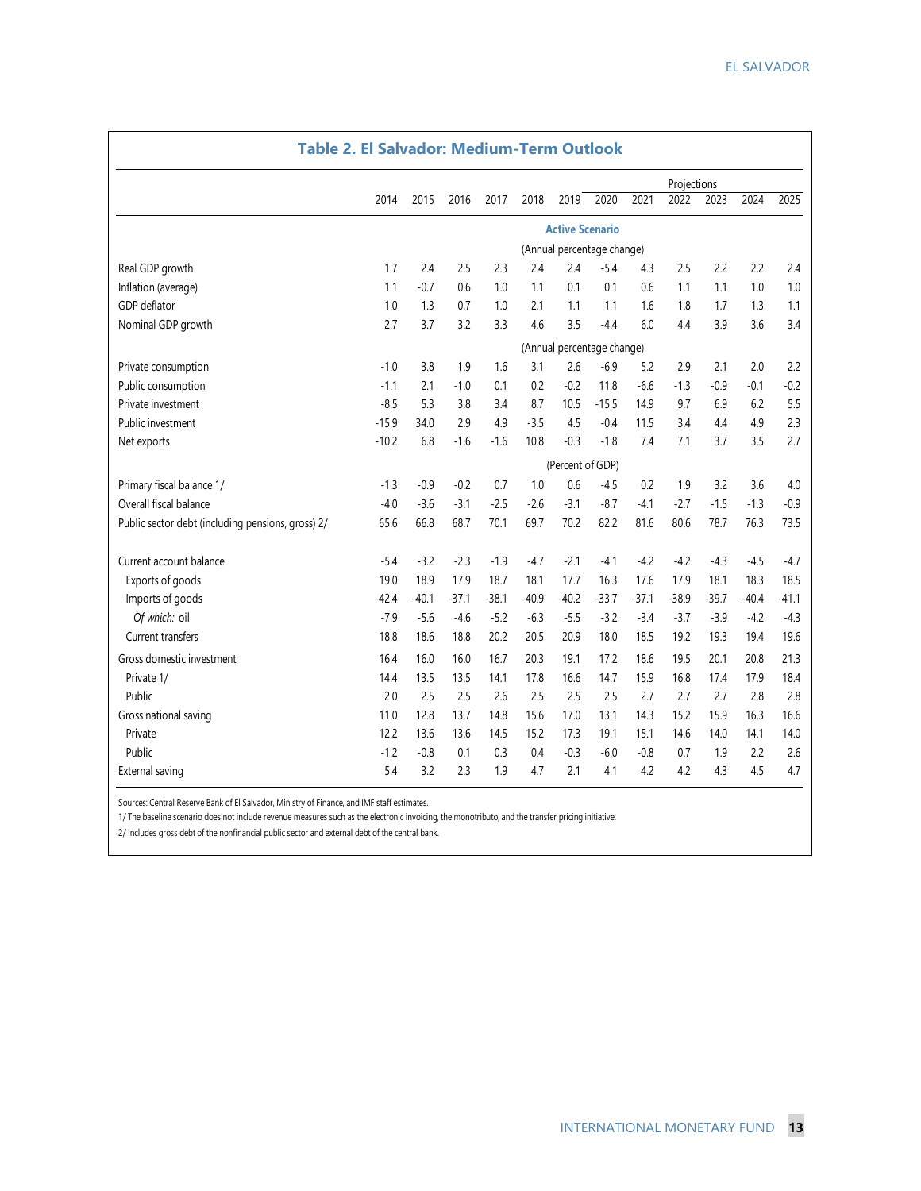## Table 2. El Salvador: Medium-Term Outlook

| | 2014 | 2015 | 2016 | 2017 | 2018 | 2019 | 2020 | 2021 | 2022 | 2023 | 2024 | 2025 |
|---|---|---|---|---|---|---|---|---|---|---|---|---|
| | | | | | | | Projections | | | | | |
| | **Active Scenario** | | | | | | | | | | | |
| | (Annual percentage change) | | | | | | | | | | | |
| Real GDP growth | 1.7 | 2.4 | 2.5 | 2.3 | 2.4 | 2.4 | -5.4 | 4.3 | 2.5 | 2.2 | 2.2 | 2.4 |
| Inflation (average) | 1.1 | -0.7 | 0.6 | 1.0 | 1.1 | 0.1 | 0.1 | 0.6 | 1.1 | 1.1 | 1.0 | 1.0 |
| GDP deflator | 1.0 | 1.3 | 0.7 | 1.0 | 2.1 | 1.1 | 1.1 | 1.6 | 1.8 | 1.7 | 1.3 | 1.1 |
| Nominal GDP growth | 2.7 | 3.7 | 3.2 | 3.3 | 4.6 | 3.5 | -4.4 | 6.0 | 4.4 | 3.9 | 3.6 | 3.4 |
| | (Annual percentage change) | | | | | | | | | | | |
| Private consumption | -1.0 | 3.8 | 1.9 | 1.6 | 3.1 | 2.6 | -6.9 | 5.2 | 2.9 | 2.1 | 2.0 | 2.2 |
| Public consumption | -1.1 | 2.1 | -1.0 | 0.1 | 0.2 | -0.2 | 11.8 | -6.6 | -1.3 | -0.9 | -0.1 | -0.2 |
| Private investment | -8.5 | 5.3 | 3.8 | 3.4 | 8.7 | 10.5 | -15.5 | 14.9 | 9.7 | 6.9 | 6.2 | 5.5 |
| Public investment | -15.9 | 34.0 | 2.9 | 4.9 | -3.5 | 4.5 | -0.4 | 11.5 | 3.4 | 4.4 | 4.9 | 2.3 |
| Net exports | -10.2 | 6.8 | -1.6 | -1.6 | 10.8 | -0.3 | -1.8 | 7.4 | 7.1 | 3.7 | 3.5 | 2.7 |
| | (Percent of GDP) | | | | | | | | | | | |
| Primary fiscal balance 1/ | -1.3 | -0.9 | -0.2 | 0.7 | 1.0 | 0.6 | -4.5 | 0.2 | 1.9 | 3.2 | 3.6 | 4.0 |
| Overall fiscal balance | -4.0 | -3.6 | -3.1 | -2.5 | -2.6 | -3.1 | -8.7 | -4.1 | -2.7 | -1.5 | -1.3 | -0.9 |
| Public sector debt (including pensions, gross) 2/ | 65.6 | 66.8 | 68.7 | 70.1 | 69.7 | 70.2 | 82.2 | 81.6 | 80.6 | 78.7 | 76.3 | 73.5 |
| Current account balance | -5.4 | -3.2 | -2.3 | -1.9 | -4.7 | -2.1 | -4.1 | -4.2 | -4.2 | -4.3 | -4.5 | -4.7 |
| Exports of goods | 19.0 | 18.9 | 17.9 | 18.7 | 18.1 | 17.7 | 16.3 | 17.6 | 17.9 | 18.1 | 18.3 | 18.5 |
| Imports of goods | -42.4 | -40.1 | -37.1 | -38.1 | -40.9 | -40.2 | -33.7 | -37.1 | -38.9 | -39.7 | -40.4 | -41.1 |
| *Of which:* oil | -7.9 | -5.6 | -4.6 | -5.2 | -6.3 | -5.5 | -3.2 | -3.4 | -3.7 | -3.9 | -4.2 | -4.3 |
| Current transfers | 18.8 | 18.6 | 18.8 | 20.2 | 20.5 | 20.9 | 18.0 | 18.5 | 19.2 | 19.3 | 19.4 | 19.6 |
| Gross domestic investment | 16.4 | 16.0 | 16.0 | 16.7 | 20.3 | 19.1 | 17.2 | 18.6 | 19.5 | 20.1 | 20.8 | 21.3 |
| Private 1/ | 14.4 | 13.5 | 13.5 | 14.1 | 17.8 | 16.6 | 14.7 | 15.9 | 16.8 | 17.4 | 17.9 | 18.4 |
| Public | 2.0 | 2.5 | 2.5 | 2.6 | 2.5 | 2.5 | 2.5 | 2.7 | 2.7 | 2.7 | 2.8 | 2.8 |
| Gross national saving | 11.0 | 12.8 | 13.7 | 14.8 | 15.6 | 17.0 | 13.1 | 14.3 | 15.2 | 15.9 | 16.3 | 16.6 |
| Private | 12.2 | 13.6 | 13.6 | 14.5 | 15.2 | 17.3 | 19.1 | 15.1 | 14.6 | 14.0 | 14.1 | 14.0 |
| Public | -1.2 | -0.8 | 0.1 | 0.3 | 0.4 | -0.3 | -6.0 | -0.8 | 0.7 | 1.9 | 2.2 | 2.6 |
| External saving | 5.4 | 3.2 | 2.3 | 1.9 | 4.7 | 2.1 | 4.1 | 4.2 | 4.2 | 4.3 | 4.5 | 4.7 |

Sources: Central Reserve Bank of El Salvador, Ministry of Finance, and IMF staff estimates.

1/ The baseline scenario does not include revenue measures such as the electronic invoicing, the monotributo, and the transfer pricing initiative.

2/ Includes gross debt of the nonfinancial public sector and external debt of the central bank.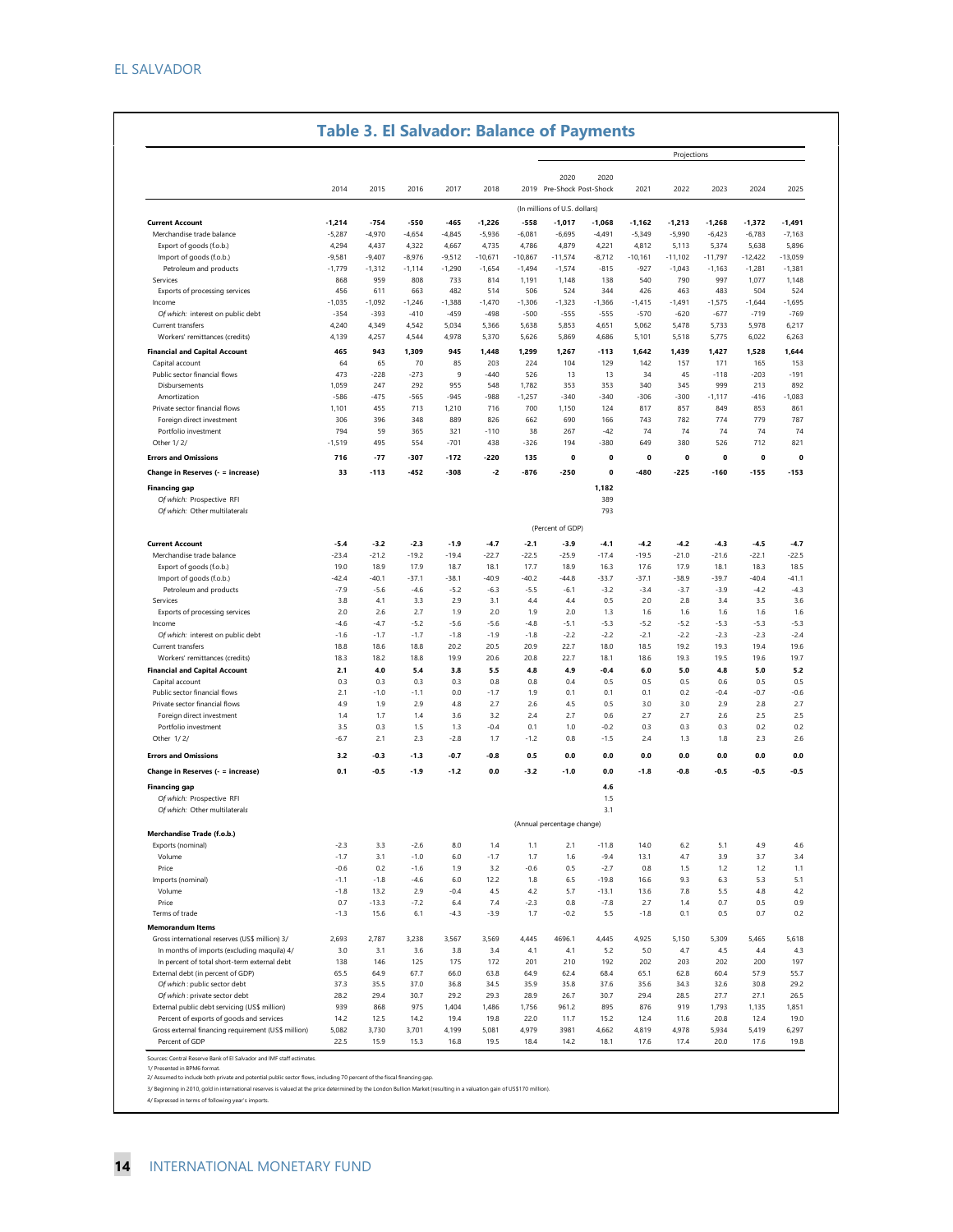## Table 3. El Salvador: Balance of Payments

| | 2014 | 2015 | 2016 | 2017 | 2018 | 2019 | 2020 Pre-Shock | 2020 Post-Shock | 2021 | 2022 | 2023 | 2024 | 2025 |
|---|---|---|---|---|---|---|---|---|---|---|---|---|---|
| | | | | | | | | Projections | | | | | |
| | | | | | | | (In millions of U.S. dollars) | | | | | | |
| **Current Account** | **-1,214** | **-754** | **-550** | **-465** | **-1,226** | **-558** | **-1,017** | **-1,068** | **-1,162** | **-1,213** | **-1,268** | **-1,372** | **-1,491** |
| Merchandise trade balance | -5,287 | -4,970 | -4,654 | -4,845 | -5,936 | -6,081 | -6,695 | -4,491 | -5,349 | -5,990 | -6,423 | -6,783 | -7,163 |
| Export of goods (f.o.b.) | 4,294 | 4,437 | 4,322 | 4,667 | 4,735 | 4,786 | 4,879 | 4,221 | 4,812 | 5,113 | 5,374 | 5,638 | 5,896 |
| Import of goods (f.o.b.) | -9,581 | -9,407 | -8,976 | -9,512 | -10,671 | -10,867 | -11,574 | -8,712 | -10,161 | -11,102 | -11,797 | -12,422 | -13,059 |
| Petroleum and products | -1,779 | -1,312 | -1,114 | -1,290 | -1,654 | -1,494 | -1,574 | -815 | -927 | -1,043 | -1,163 | -1,281 | -1,381 |
| Services | 868 | 959 | 808 | 733 | 814 | 1,191 | 1,148 | 138 | 540 | 790 | 997 | 1,077 | 1,148 |
| Exports of processing services | 456 | 611 | 663 | 482 | 514 | 506 | 524 | 344 | 426 | 463 | 483 | 504 | 524 |
| Income | -1,035 | -1,092 | -1,246 | -1,388 | -1,470 | -1,306 | -1,323 | -1,366 | -1,415 | -1,491 | -1,575 | -1,644 | -1,695 |
| *Of which:* interest on public debt | -354 | -393 | -410 | -459 | -498 | -500 | -555 | -555 | -570 | -620 | -677 | -719 | -769 |
| Current transfers | 4,240 | 4,349 | 4,542 | 5,034 | 5,366 | 5,638 | 5,853 | 4,651 | 5,062 | 5,478 | 5,733 | 5,978 | 6,217 |
| Workers' remittances (credits) | 4,139 | 4,257 | 4,544 | 4,978 | 5,370 | 5,626 | 5,869 | 4,686 | 5,101 | 5,518 | 5,775 | 6,022 | 6,263 |
| **Financial and Capital Account** | **465** | **943** | **1,309** | **945** | **1,448** | **1,299** | **1,267** | **-113** | **1,642** | **1,439** | **1,427** | **1,528** | **1,644** |
| Capital account | 64 | 65 | 70 | 85 | 203 | 224 | 104 | 129 | 142 | 157 | 171 | 165 | 153 |
| Public sector financial flows | 473 | -228 | -273 | 9 | -440 | 526 | 13 | 13 | 34 | 45 | -118 | -203 | -191 |
| Disbursements | 1,059 | 247 | 292 | 955 | 548 | 1,782 | 353 | 353 | 340 | 345 | 999 | 213 | 892 |
| Amortization | -586 | -475 | -565 | -945 | -988 | -1,257 | -340 | -340 | -306 | -300 | -1,117 | -416 | -1,083 |
| Private sector financial flows | 1,101 | 455 | 713 | 1,210 | 716 | 700 | 1,150 | 124 | 817 | 857 | 849 | 853 | 861 |
| Foreign direct investment | 306 | 396 | 348 | 889 | 826 | 662 | 690 | 166 | 743 | 782 | 774 | 779 | 787 |
| Portfolio investment | 794 | 59 | 365 | 321 | -110 | 38 | 267 | -42 | 74 | 74 | 74 | 74 | 74 |
| Other 1/ 2/ | -1,519 | 495 | 554 | -701 | 438 | -326 | 194 | -380 | 649 | 380 | 526 | 712 | 821 |
| **Errors and Omissions** | **716** | **-77** | **-307** | **-172** | **-220** | **135** | **0** | **0** | **0** | **0** | **0** | **0** | **0** |
| **Change in Reserves (- = increase)** | **33** | **-113** | **-452** | **-308** | **-2** | **-876** | **-250** | **0** | **-480** | **-225** | **-160** | **-155** | **-153** |
| **Financing gap** | | | | | | | | **1,182** | | | | | |
| *Of which:* Prospective RFI | | | | | | | | 389 | | | | | |
| *Of which:* Other multilaterals | | | | | | | | 793 | | | | | |
| | | | | | | | (Percent of GDP) | | | | | | |
| **Current Account** | **-5.4** | **-3.2** | **-2.3** | **-1.9** | **-4.7** | **-2.1** | **-3.9** | **-4.1** | **-4.2** | **-4.2** | **-4.3** | **-4.5** | **-4.7** |
| Merchandise trade balance | -23.4 | -21.2 | -19.2 | -19.4 | -22.7 | -22.5 | -25.9 | -17.4 | -19.5 | -21.0 | -21.6 | -22.1 | -22.5 |
| Export of goods (f.o.b.) | 19.0 | 18.9 | 17.9 | 18.7 | 18.1 | 17.7 | 18.9 | 16.3 | 17.6 | 17.9 | 18.1 | 18.3 | 18.5 |
| Import of goods (f.o.b.) | -42.4 | -40.1 | -37.1 | -38.1 | -40.9 | -40.2 | -44.8 | -33.7 | -37.1 | -38.9 | -39.7 | -40.4 | -41.1 |
| Petroleum and products | -7.9 | -5.6 | -4.6 | -5.2 | -6.3 | -5.5 | -6.1 | -3.2 | -3.4 | -3.7 | -3.9 | -4.2 | -4.3 |
| Services | 3.8 | 4.1 | 3.3 | 2.9 | 3.1 | 4.4 | 4.4 | 0.5 | 2.0 | 2.8 | 3.4 | 3.5 | 3.6 |
| Exports of processing services | 2.0 | 2.6 | 2.7 | 1.9 | 2.0 | 1.9 | 2.0 | 1.3 | 1.6 | 1.6 | 1.6 | 1.6 | 1.6 |
| Income | -4.6 | -4.7 | -5.2 | -5.6 | -5.6 | -4.8 | -5.1 | -5.3 | -5.2 | -5.2 | -5.3 | -5.3 | -5.3 |
| *Of which:* interest on public debt | -1.6 | -1.7 | -1.7 | -1.8 | -1.9 | -1.8 | -2.2 | -2.2 | -2.1 | -2.2 | -2.3 | -2.3 | -2.4 |
| Current transfers | 18.8 | 18.6 | 18.8 | 20.2 | 20.5 | 20.9 | 22.7 | 18.0 | 18.5 | 19.2 | 19.3 | 19.4 | 19.6 |
| Workers' remittances (credits) | 18.3 | 18.2 | 18.8 | 19.9 | 20.6 | 20.8 | 22.7 | 18.1 | 18.6 | 19.3 | 19.5 | 19.6 | 19.7 |
| **Financial and Capital Account** | **2.1** | **4.0** | **5.4** | **3.8** | **5.5** | **4.8** | **4.9** | **-0.4** | **6.0** | **5.0** | **4.8** | **5.0** | **5.2** |
| Capital account | 0.3 | 0.3 | 0.3 | 0.3 | 0.8 | 0.8 | 0.4 | 0.5 | 0.5 | 0.5 | 0.6 | 0.5 | 0.5 |
| Public sector financial flows | 2.1 | -1.0 | -1.1 | 0.0 | -1.7 | 1.9 | 0.1 | 0.1 | 0.1 | 0.2 | -0.4 | -0.7 | -0.6 |
| Private sector financial flows | 4.9 | 1.9 | 2.9 | 4.8 | 2.7 | 2.6 | 4.5 | 0.5 | 3.0 | 3.0 | 2.9 | 2.8 | 2.7 |
| Foreign direct investment | 1.4 | 1.7 | 1.4 | 3.6 | 3.2 | 2.4 | 2.7 | 0.6 | 2.7 | 2.7 | 2.6 | 2.5 | 2.5 |
| Portfolio investment | 3.5 | 0.3 | 1.5 | 1.3 | -0.4 | 0.1 | 1.0 | -0.2 | 0.3 | 0.3 | 0.3 | 0.2 | 0.2 |
| Other 1/ 2/ | -6.7 | 2.1 | 2.3 | -2.8 | 1.7 | -1.2 | 0.8 | -1.5 | 2.4 | 1.3 | 1.8 | 2.3 | 2.6 |
| **Errors and Omissions** | **3.2** | **-0.3** | **-1.3** | **-0.7** | **-0.8** | **0.5** | **0.0** | **0.0** | **0.0** | **0.0** | **0.0** | **0.0** | **0.0** |
| **Change in Reserves (- = increase)** | **0.1** | **-0.5** | **-1.9** | **-1.2** | **0.0** | **-3.2** | **-1.0** | **0.0** | **-1.8** | **-0.8** | **-0.5** | **-0.5** | **-0.5** |
| **Financing gap** | | | | | | | | **4.6** | | | | | |
| *Of which:* Prospective RFI | | | | | | | | 1.5 | | | | | |
| *Of which:* Other multilaterals | | | | | | | | 3.1 | | | | | |
| | | | | | | | (Annual percentage change) | | | | | | |
| **Merchandise Trade (f.o.b.)** | | | | | | | | | | | | | |
| Exports (nominal) | -2.3 | 3.3 | -2.6 | 8.0 | 1.4 | 1.1 | 2.1 | -11.8 | 14.0 | 6.2 | 5.1 | 4.9 | 4.6 |
| Volume | -1.7 | 3.1 | -1.0 | 6.0 | -1.7 | 1.7 | 1.6 | -9.4 | 13.1 | 4.7 | 3.9 | 3.7 | 3.4 |
| Price | -0.6 | 0.2 | -1.6 | 1.9 | 3.2 | -0.6 | 0.5 | -2.7 | 0.8 | 1.5 | 1.2 | 1.2 | 1.1 |
| Imports (nominal) | -1.1 | -1.8 | -4.6 | 6.0 | 12.2 | 1.8 | 6.5 | -19.8 | 16.6 | 9.3 | 6.3 | 5.3 | 5.1 |
| Volume | -1.8 | 13.2 | 2.9 | -0.4 | 4.5 | 4.2 | 5.7 | -13.1 | 13.6 | 7.8 | 5.5 | 4.8 | 4.2 |
| Price | 0.7 | -13.3 | -7.2 | 6.4 | 7.4 | -2.3 | 0.8 | -7.8 | 2.7 | 1.4 | 0.7 | 0.5 | 0.9 |
| Terms of trade | -1.3 | 15.6 | 6.1 | -4.3 | -3.9 | 1.7 | -0.2 | 5.5 | -1.8 | 0.1 | 0.5 | 0.7 | 0.2 |
| **Memorandum Items** | | | | | | | | | | | | | |
| Gross international reserves (US$ million) 3/ | 2,693 | 2,787 | 3,238 | 3,567 | 3,569 | 4,445 | 4696.1 | 4,445 | 4,925 | 5,150 | 5,309 | 5,465 | 5,618 |
| In months of imports (excluding maquila) 4/ | 3.0 | 3.1 | 3.6 | 3.8 | 3.4 | 4.1 | 4.1 | 5.2 | 5.0 | 4.7 | 4.5 | 4.4 | 4.3 |
| In percent of total short-term external debt | 138 | 146 | 125 | 175 | 172 | 201 | 210 | 192 | 202 | 203 | 202 | 200 | 197 |
| External debt (in percent of GDP) | 65.5 | 64.9 | 67.7 | 66.0 | 63.8 | 64.9 | 62.4 | 68.4 | 65.1 | 62.8 | 60.4 | 57.9 | 55.7 |
| *Of which* : public sector debt | 37.3 | 35.5 | 37.0 | 36.8 | 34.5 | 35.9 | 35.8 | 37.6 | 35.6 | 34.3 | 32.6 | 30.8 | 29.2 |
| *Of which* : private sector debt | 28.2 | 29.4 | 30.7 | 29.2 | 29.3 | 28.9 | 26.7 | 30.7 | 29.4 | 28.5 | 27.7 | 27.1 | 26.5 |
| External public debt servicing (US$ million) | 939 | 868 | 975 | 1,404 | 1,486 | 1,756 | 961.2 | 895 | 876 | 919 | 1,793 | 1,135 | 1,851 |
| Percent of exports of goods and services | 14.2 | 12.5 | 14.2 | 19.4 | 19.8 | 22.0 | 11.7 | 15.2 | 12.4 | 11.6 | 20.8 | 12.4 | 19.0 |
| Gross external financing requirement (US$ million) | 5,082 | 3,730 | 3,701 | 4,199 | 5,081 | 4,979 | 3981 | 4,662 | 4,819 | 4,978 | 5,934 | 5,419 | 6,297 |
| Percent of GDP | 22.5 | 15.9 | 15.3 | 16.8 | 19.5 | 18.4 | 14.2 | 18.1 | 17.6 | 17.4 | 20.0 | 17.6 | 19.8 |

Sources: Central Reserve Bank of El Salvador and IMF staff estimates.

1/ Presented in BPM6 format.

2/ Assumed to include both private and potential public sector flows, including 70 percent of the fiscal financing gap.

3/ Beginning in 2010, gold in international reserves is valued at the price determined by the London Bullion Market (resulting in a valuation gain of US$170 million).

4/ Expressed in terms of following year's imports.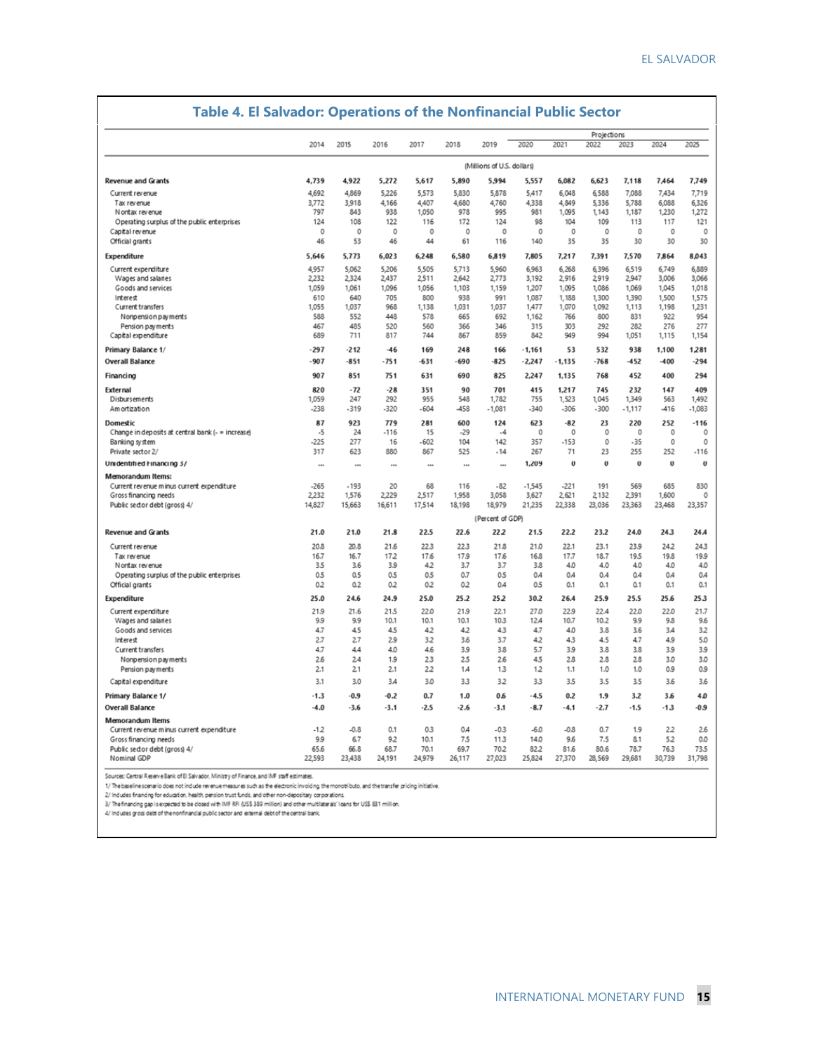## Table 4. El Salvador: Operations of the Nonfinancial Public Sector

| | 2014 | 2015 | 2016 | 2017 | 2018 | 2019 | 2020 | 2021 | 2022 | 2023 | 2024 | 2025 |
|---|---|---|---|---|---|---|---|---|---|---|---|---|
| | | | | | | | Projections | | | | | |
| | (Millions of U.S. dollars) | | | | | | | | | | | |
| **Revenue and Grants** | **4,739** | **4,922** | **5,272** | **5,617** | **5,890** | **5,994** | **5,557** | **6,082** | **6,623** | **7,118** | **7,464** | **7,749** |
| Current revenue | 4,692 | 4,869 | 5,226 | 5,573 | 5,830 | 5,878 | 5,417 | 6,048 | 6,588 | 7,088 | 7,434 | 7,719 |
| Tax revenue | 3,772 | 3,918 | 4,166 | 4,407 | 4,680 | 4,760 | 4,338 | 4,849 | 5,336 | 5,788 | 6,088 | 6,326 |
| Nontax revenue | 797 | 843 | 938 | 1,050 | 978 | 995 | 981 | 1,095 | 1,143 | 1,187 | 1,230 | 1,272 |
| Operating surplus of the public enterprises | 124 | 108 | 122 | 116 | 172 | 124 | 98 | 104 | 109 | 113 | 117 | 121 |
| Capital revenue | 0 | 0 | 0 | 0 | 0 | 0 | 0 | 0 | 0 | 0 | 0 | 0 |
| Official grants | 46 | 53 | 46 | 44 | 61 | 116 | 140 | 35 | 35 | 30 | 30 | 30 |
| **Expenditure** | **5,646** | **5,773** | **6,023** | **6,248** | **6,580** | **6,819** | **7,805** | **7,217** | **7,391** | **7,570** | **7,864** | **8,043** |
| Current expenditure | 4,957 | 5,062 | 5,206 | 5,505 | 5,713 | 5,960 | 6,963 | 6,268 | 6,396 | 6,519 | 6,749 | 6,889 |
| Wages and salaries | 2,232 | 2,324 | 2,437 | 2,511 | 2,642 | 2,773 | 3,192 | 2,916 | 2,919 | 2,947 | 3,006 | 3,066 |
| Goods and services | 1,059 | 1,061 | 1,096 | 1,056 | 1,103 | 1,159 | 1,207 | 1,095 | 1,086 | 1,069 | 1,045 | 1,018 |
| Interest | 610 | 640 | 705 | 800 | 938 | 991 | 1,087 | 1,188 | 1,300 | 1,390 | 1,500 | 1,575 |
| Current transfers | 1,055 | 1,037 | 968 | 1,138 | 1,031 | 1,037 | 1,477 | 1,070 | 1,092 | 1,113 | 1,198 | 1,231 |
| Nonpension payments | 588 | 552 | 448 | 578 | 665 | 692 | 1,162 | 766 | 800 | 831 | 922 | 954 |
| Pension payments | 467 | 485 | 520 | 560 | 366 | 346 | 315 | 303 | 292 | 282 | 276 | 277 |
| Capital expenditure | 689 | 711 | 817 | 744 | 867 | 859 | 842 | 949 | 994 | 1,051 | 1,115 | 1,154 |
| **Primary Balance 1/** | **-297** | **-212** | **-46** | **169** | **248** | **166** | **-1,161** | **53** | **532** | **938** | **1,100** | **1,281** |
| **Overall Balance** | **-907** | **-851** | **-751** | **-631** | **-690** | **-825** | **-2,247** | **-1,135** | **-768** | **-452** | **-400** | **-294** |
| **Financing** | **907** | **851** | **751** | **631** | **690** | **825** | **2,247** | **1,135** | **768** | **452** | **400** | **294** |
| **External** | **820** | **-72** | **-28** | **351** | **90** | **701** | **415** | **1,217** | **745** | **232** | **147** | **409** |
| Disbursements | 1,059 | 247 | 292 | 955 | 548 | 1,782 | 755 | 1,523 | 1,045 | 1,349 | 563 | 1,492 |
| Amortization | -238 | -319 | -320 | -604 | -458 | -1,081 | -340 | -306 | -300 | -1,117 | -416 | -1,083 |
| **Domestic** | **87** | **923** | **779** | **281** | **600** | **124** | **623** | **-82** | **23** | **220** | **252** | **-116** |
| Change in deposits at central bank (- = increase) | -5 | 24 | -116 | 15 | -29 | -4 | 0 | 0 | 0 | 0 | 0 | 0 |
| Banking system | -225 | 277 | 16 | -602 | 104 | 142 | 357 | -153 | 0 | -35 | 0 | 0 |
| Private sector 2/ | 317 | 623 | 880 | 867 | 525 | -14 | 267 | 71 | 23 | 255 | 252 | -116 |
| **Unidentified Financing 3/** | **...** | **...** | **...** | **...** | **...** | **...** | **1,209** | **0** | **0** | **0** | **0** | **0** |
| **Memorandum Items:** | | | | | | | | | | | | |
| Current revenue minus current expenditure | -265 | -193 | 20 | 68 | 116 | -82 | -1,545 | -221 | 191 | 569 | 685 | 830 |
| Gross financing needs | 2,232 | 1,576 | 2,229 | 2,517 | 1,958 | 3,058 | 3,627 | 2,621 | 2,132 | 2,391 | 1,600 | 0 |
| Public sector debt (gross) 4/ | 14,827 | 15,663 | 16,611 | 17,514 | 18,198 | 18,979 | 21,235 | 22,338 | 23,036 | 23,363 | 23,468 | 23,357 |
| | (Percent of GDP) | | | | | | | | | | | |
| **Revenue and Grants** | **21.0** | **21.0** | **21.8** | **22.5** | **22.6** | **22.2** | **21.5** | **22.2** | **23.2** | **24.0** | **24.3** | **24.4** |
| Current revenue | 20.8 | 20.8 | 21.6 | 22.3 | 22.3 | 21.8 | 21.0 | 22.1 | 23.1 | 23.9 | 24.2 | 24.3 |
| Tax revenue | 16.7 | 16.7 | 17.2 | 17.6 | 17.9 | 17.6 | 16.8 | 17.7 | 18.7 | 19.5 | 19.8 | 19.9 |
| Nontax revenue | 3.5 | 3.6 | 3.9 | 4.2 | 3.7 | 3.7 | 3.8 | 4.0 | 4.0 | 4.0 | 4.0 | 4.0 |
| Operating surplus of the public enterprises | 0.5 | 0.5 | 0.5 | 0.5 | 0.7 | 0.5 | 0.4 | 0.4 | 0.4 | 0.4 | 0.4 | 0.4 |
| Official grants | 0.2 | 0.2 | 0.2 | 0.2 | 0.2 | 0.4 | 0.5 | 0.1 | 0.1 | 0.1 | 0.1 | 0.1 |
| **Expenditure** | **25.0** | **24.6** | **24.9** | **25.0** | **25.2** | **25.2** | **30.2** | **26.4** | **25.9** | **25.5** | **25.6** | **25.3** |
| Current expenditure | 21.9 | 21.6 | 21.5 | 22.0 | 21.9 | 22.1 | 27.0 | 22.9 | 22.4 | 22.0 | 22.0 | 21.7 |
| Wages and salaries | 9.9 | 9.9 | 10.1 | 10.1 | 10.1 | 10.3 | 12.4 | 10.7 | 10.2 | 9.9 | 9.8 | 9.6 |
| Goods and services | 4.7 | 4.5 | 4.5 | 4.2 | 4.2 | 4.3 | 4.7 | 4.0 | 3.8 | 3.6 | 3.4 | 3.2 |
| Interest | 2.7 | 2.7 | 2.9 | 3.2 | 3.6 | 3.7 | 4.2 | 4.3 | 4.5 | 4.7 | 4.9 | 5.0 |
| Current transfers | 4.7 | 4.4 | 4.0 | 4.6 | 3.9 | 3.8 | 5.7 | 3.9 | 3.8 | 3.8 | 3.9 | 3.9 |
| Nonpension payments | 2.6 | 2.4 | 1.9 | 2.3 | 2.5 | 2.6 | 4.5 | 2.8 | 2.8 | 2.8 | 3.0 | 3.0 |
| Pension payments | 2.1 | 2.1 | 2.1 | 2.2 | 1.4 | 1.3 | 1.2 | 1.1 | 1.0 | 1.0 | 0.9 | 0.9 |
| Capital expenditure | 3.1 | 3.0 | 3.4 | 3.0 | 3.3 | 3.2 | 3.3 | 3.5 | 3.5 | 3.5 | 3.6 | 3.6 |
| **Primary Balance 1/** | **-1.3** | **-0.9** | **-0.2** | **0.7** | **1.0** | **0.6** | **-4.5** | **0.2** | **1.9** | **3.2** | **3.6** | **4.0** |
| **Overall Balance** | **-4.0** | **-3.6** | **-3.1** | **-2.5** | **-2.6** | **-3.1** | **-8.7** | **-4.1** | **-2.7** | **-1.5** | **-1.3** | **-0.9** |
| **Memorandum Items** | | | | | | | | | | | | |
| Current revenue minus current expenditure | -1.2 | -0.8 | 0.1 | 0.3 | 0.4 | -0.3 | -6.0 | -0.8 | 0.7 | 1.9 | 2.2 | 2.6 |
| Gross financing needs | 9.9 | 6.7 | 9.2 | 10.1 | 7.5 | 11.3 | 14.0 | 9.6 | 7.5 | 8.1 | 5.2 | 0.0 |
| Public sector debt (gross) 4/ | 65.6 | 66.8 | 68.7 | 70.1 | 69.7 | 70.2 | 82.2 | 81.6 | 80.6 | 78.7 | 76.3 | 73.5 |
| Nominal GDP | 22,593 | 23,438 | 24,191 | 24,979 | 26,117 | 27,023 | 25,824 | 27,370 | 28,569 | 29,681 | 30,739 | 31,798 |

Sources: Central Reserve Bank of El Salvador, Ministry of Finance, and IMF staff estimates.

1/ The baseline scenario does not include revenue measures such as the electronic invoicing, the monotributo, and the transfer pricing initiative.

2/ Includes financing for education, health, pension trust funds, and other non-depository corporations.

3/ The financing gap is expected to be closed with IMF RFI (US$ 389 million) and other multilaterals' loans for US$ 831 million.

4/ Includes gross debt of the nonfinancial public sector and external debt of the central bank.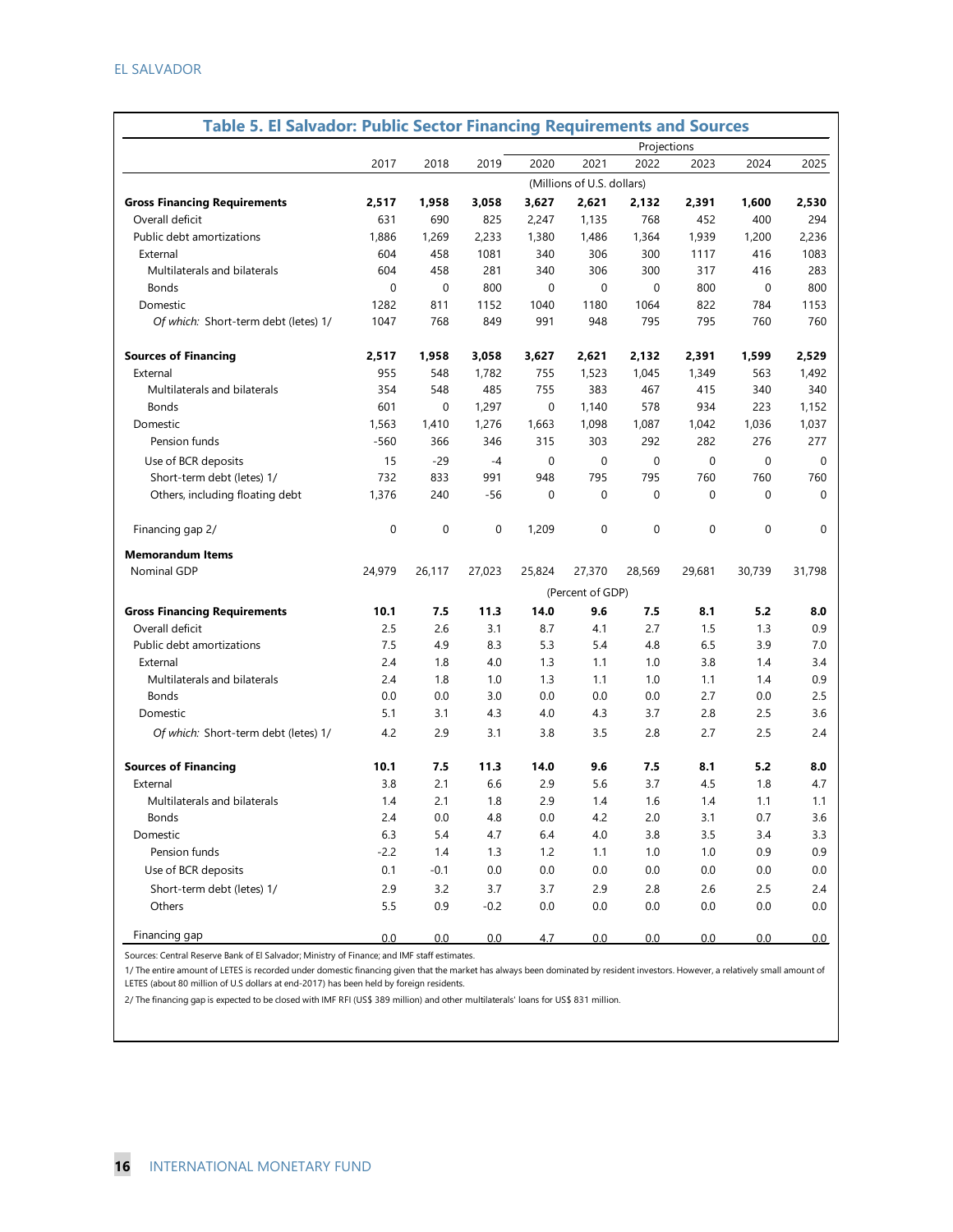## Table 5. El Salvador: Public Sector Financing Requirements and Sources

| | 2017 | 2018 | 2019 | 2020 | 2021 | 2022 | 2023 | 2024 | 2025 |
|---|---|---|---|---|---|---|---|---|---|
| | | | | Projections | | | | | |
| | (Millions of U.S. dollars) | | | | | | | | |
| **Gross Financing Requirements** | **2,517** | **1,958** | **3,058** | **3,627** | **2,621** | **2,132** | **2,391** | **1,600** | **2,530** |
| Overall deficit | 631 | 690 | 825 | 2,247 | 1,135 | 768 | 452 | 400 | 294 |
| Public debt amortizations | 1,886 | 1,269 | 2,233 | 1,380 | 1,486 | 1,364 | 1,939 | 1,200 | 2,236 |
| External | 604 | 458 | 1081 | 340 | 306 | 300 | 1117 | 416 | 1083 |
| Multilaterals and bilaterals | 604 | 458 | 281 | 340 | 306 | 300 | 317 | 416 | 283 |
| Bonds | 0 | 0 | 800 | 0 | 0 | 0 | 800 | 0 | 800 |
| Domestic | 1282 | 811 | 1152 | 1040 | 1180 | 1064 | 822 | 784 | 1153 |
| *Of which:* Short-term debt (letes) 1/ | 1047 | 768 | 849 | 991 | 948 | 795 | 795 | 760 | 760 |
| **Sources of Financing** | **2,517** | **1,958** | **3,058** | **3,627** | **2,621** | **2,132** | **2,391** | **1,599** | **2,529** |
| External | 955 | 548 | 1,782 | 755 | 1,523 | 1,045 | 1,349 | 563 | 1,492 |
| Multilaterals and bilaterals | 354 | 548 | 485 | 755 | 383 | 467 | 415 | 340 | 340 |
| Bonds | 601 | 0 | 1,297 | 0 | 1,140 | 578 | 934 | 223 | 1,152 |
| Domestic | 1,563 | 1,410 | 1,276 | 1,663 | 1,098 | 1,087 | 1,042 | 1,036 | 1,037 |
| Pension funds | -560 | 366 | 346 | 315 | 303 | 292 | 282 | 276 | 277 |
| Use of BCR deposits | 15 | -29 | -4 | 0 | 0 | 0 | 0 | 0 | 0 |
| Short-term debt (letes) 1/ | 732 | 833 | 991 | 948 | 795 | 795 | 760 | 760 | 760 |
| Others, including floating debt | 1,376 | 240 | -56 | 0 | 0 | 0 | 0 | 0 | 0 |
| Financing gap 2/ | 0 | 0 | 0 | 1,209 | 0 | 0 | 0 | 0 | 0 |
| **Memorandum Items** | | | | | | | | | |
| Nominal GDP | 24,979 | 26,117 | 27,023 | 25,824 | 27,370 | 28,569 | 29,681 | 30,739 | 31,798 |
| | (Percent of GDP) | | | | | | | | |
| **Gross Financing Requirements** | **10.1** | **7.5** | **11.3** | **14.0** | **9.6** | **7.5** | **8.1** | **5.2** | **8.0** |
| Overall deficit | 2.5 | 2.6 | 3.1 | 8.7 | 4.1 | 2.7 | 1.5 | 1.3 | 0.9 |
| Public debt amortizations | 7.5 | 4.9 | 8.3 | 5.3 | 5.4 | 4.8 | 6.5 | 3.9 | 7.0 |
| External | 2.4 | 1.8 | 4.0 | 1.3 | 1.1 | 1.0 | 3.8 | 1.4 | 3.4 |
| Multilaterals and bilaterals | 2.4 | 1.8 | 1.0 | 1.3 | 1.1 | 1.0 | 1.1 | 1.4 | 0.9 |
| Bonds | 0.0 | 0.0 | 3.0 | 0.0 | 0.0 | 0.0 | 2.7 | 0.0 | 2.5 |
| Domestic | 5.1 | 3.1 | 4.3 | 4.0 | 4.3 | 3.7 | 2.8 | 2.5 | 3.6 |
| *Of which:* Short-term debt (letes) 1/ | 4.2 | 2.9 | 3.1 | 3.8 | 3.5 | 2.8 | 2.7 | 2.5 | 2.4 |
| **Sources of Financing** | **10.1** | **7.5** | **11.3** | **14.0** | **9.6** | **7.5** | **8.1** | **5.2** | **8.0** |
| External | 3.8 | 2.1 | 6.6 | 2.9 | 5.6 | 3.7 | 4.5 | 1.8 | 4.7 |
| Multilaterals and bilaterals | 1.4 | 2.1 | 1.8 | 2.9 | 1.4 | 1.6 | 1.4 | 1.1 | 1.1 |
| Bonds | 2.4 | 0.0 | 4.8 | 0.0 | 4.2 | 2.0 | 3.1 | 0.7 | 3.6 |
| Domestic | 6.3 | 5.4 | 4.7 | 6.4 | 4.0 | 3.8 | 3.5 | 3.4 | 3.3 |
| Pension funds | -2.2 | 1.4 | 1.3 | 1.2 | 1.1 | 1.0 | 1.0 | 0.9 | 0.9 |
| Use of BCR deposits | 0.1 | -0.1 | 0.0 | 0.0 | 0.0 | 0.0 | 0.0 | 0.0 | 0.0 |
| Short-term debt (letes) 1/ | 2.9 | 3.2 | 3.7 | 3.7 | 2.9 | 2.8 | 2.6 | 2.5 | 2.4 |
| Others | 5.5 | 0.9 | -0.2 | 0.0 | 0.0 | 0.0 | 0.0 | 0.0 | 0.0 |
| Financing gap | 0.0 | 0.0 | 0.0 | 4.7 | 0.0 | 0.0 | 0.0 | 0.0 | 0.0 |

Sources: Central Reserve Bank of El Salvador; Ministry of Finance; and IMF staff estimates.

1/ The entire amount of LETES is recorded under domestic financing given that the market has always been dominated by resident investors. However, a relatively small amount of LETES (about 80 million of U.S dollars at end-2017) has been held by foreign residents.

2/ The financing gap is expected to be closed with IMF RFI (US$ 389 million) and other multilaterals' loans for US$ 831 million.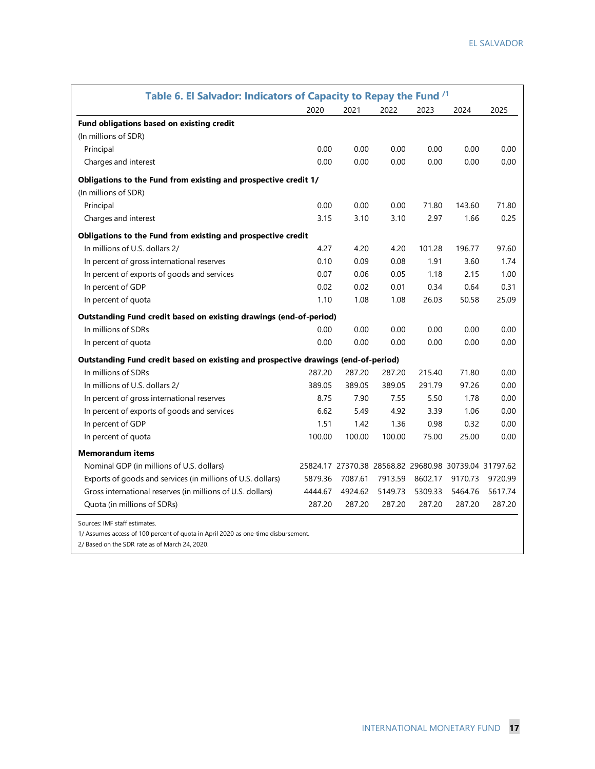| Table 6. El Salvador: Indicators of Capacity to Repay the Fund [/1] | 2020 | 2021 | 2022 | 2023 | 2024 | 2025 |
|---|---|---|---|---|---|---|
| **Fund obligations based on existing credit** | | | | | | |
| (In millions of SDR) | | | | | | |
| Principal | 0.00 | 0.00 | 0.00 | 0.00 | 0.00 | 0.00 |
| Charges and interest | 0.00 | 0.00 | 0.00 | 0.00 | 0.00 | 0.00 |
| **Obligations to the Fund from existing and prospective credit 1/** | | | | | | |
| (In millions of SDR) | | | | | | |
| Principal | 0.00 | 0.00 | 0.00 | 71.80 | 143.60 | 71.80 |
| Charges and interest | 3.15 | 3.10 | 3.10 | 2.97 | 1.66 | 0.25 |
| **Obligations to the Fund from existing and prospective credit** | | | | | | |
| In millions of U.S. dollars 2/ | 4.27 | 4.20 | 4.20 | 101.28 | 196.77 | 97.60 |
| In percent of gross international reserves | 0.10 | 0.09 | 0.08 | 1.91 | 3.60 | 1.74 |
| In percent of exports of goods and services | 0.07 | 0.06 | 0.05 | 1.18 | 2.15 | 1.00 |
| In percent of GDP | 0.02 | 0.02 | 0.01 | 0.34 | 0.64 | 0.31 |
| In percent of quota | 1.10 | 1.08 | 1.08 | 26.03 | 50.58 | 25.09 |
| **Outstanding Fund credit based on existing drawings (end-of-period)** | | | | | | |
| In millions of SDRs | 0.00 | 0.00 | 0.00 | 0.00 | 0.00 | 0.00 |
| In percent of quota | 0.00 | 0.00 | 0.00 | 0.00 | 0.00 | 0.00 |
| **Outstanding Fund credit based on existing and prospective drawings (end-of-period)** | | | | | | |
| In millions of SDRs | 287.20 | 287.20 | 287.20 | 215.40 | 71.80 | 0.00 |
| In millions of U.S. dollars 2/ | 389.05 | 389.05 | 389.05 | 291.79 | 97.26 | 0.00 |
| In percent of gross international reserves | 8.75 | 7.90 | 7.55 | 5.50 | 1.78 | 0.00 |
| In percent of exports of goods and services | 6.62 | 5.49 | 4.92 | 3.39 | 1.06 | 0.00 |
| In percent of GDP | 1.51 | 1.42 | 1.36 | 0.98 | 0.32 | 0.00 |
| In percent of quota | 100.00 | 100.00 | 100.00 | 75.00 | 25.00 | 0.00 |
| **Memorandum items** | | | | | | |
| Nominal GDP (in millions of U.S. dollars) | 25824.17 | 27370.38 | 28568.82 | 29680.98 | 30739.04 | 31797.62 |
| Exports of goods and services (in millions of U.S. dollars) | 5879.36 | 7087.61 | 7913.59 | 8602.17 | 9170.73 | 9720.99 |
| Gross international reserves (in millions of U.S. dollars) | 4444.67 | 4924.62 | 5149.73 | 5309.33 | 5464.76 | 5617.74 |
| Quota (in millions of SDRs) | 287.20 | 287.20 | 287.20 | 287.20 | 287.20 | 287.20 |

Sources: IMF staff estimates.

1/ Assumes access of 100 percent of quota in April 2020 as one-time disbursement.

2/ Based on the SDR rate as of March 24, 2020.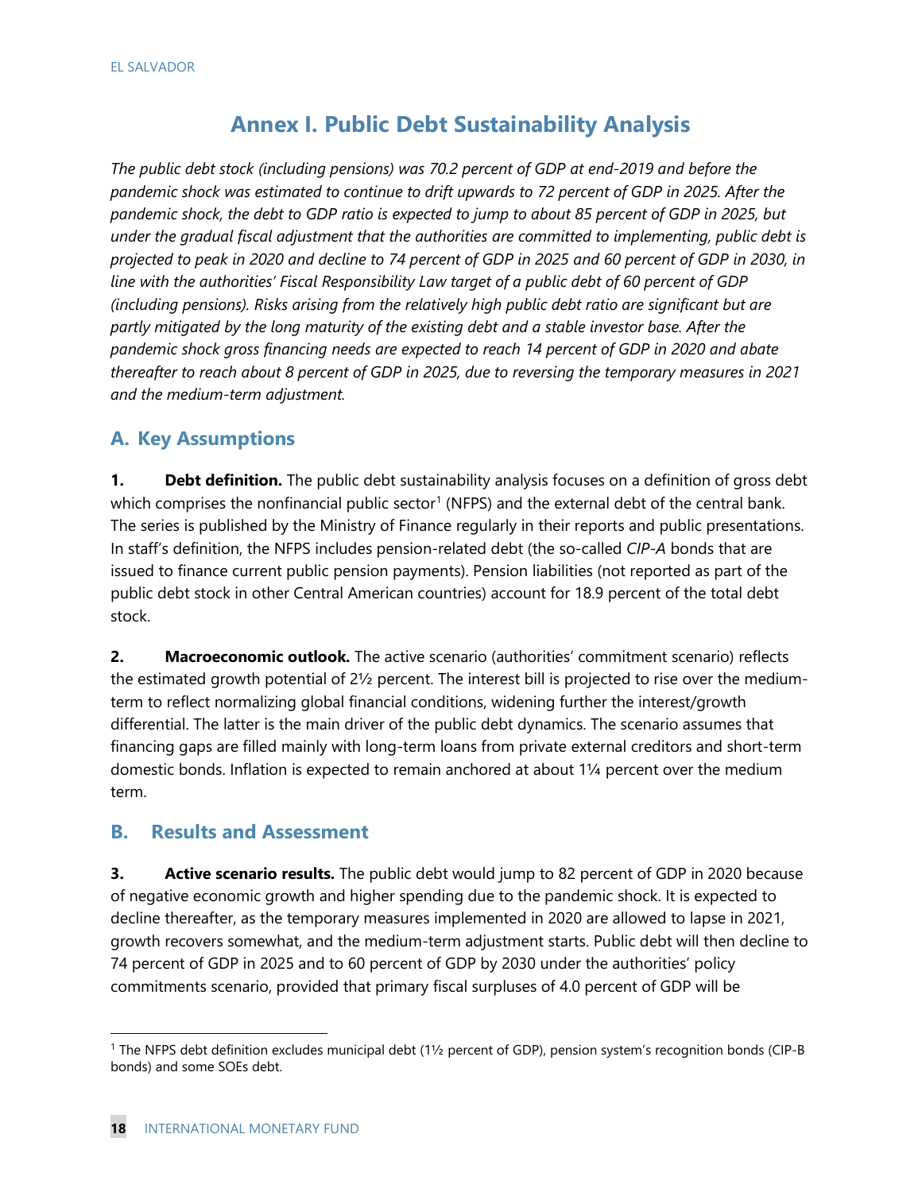# Annex I. Public Debt Sustainability Analysis

*The public debt stock (including pensions) was 70.2 percent of GDP at end-2019 and before the pandemic shock was estimated to continue to drift upwards to 72 percent of GDP in 2025. After the pandemic shock, the debt to GDP ratio is expected to jump to about 85 percent of GDP in 2025, but under the gradual fiscal adjustment that the authorities are committed to implementing, public debt is projected to peak in 2020 and decline to 74 percent of GDP in 2025 and 60 percent of GDP in 2030, in line with the authorities' Fiscal Responsibility Law target of a public debt of 60 percent of GDP (including pensions). Risks arising from the relatively high public debt ratio are significant but are partly mitigated by the long maturity of the existing debt and a stable investor base. After the pandemic shock gross financing needs are expected to reach 14 percent of GDP in 2020 and abate thereafter to reach about 8 percent of GDP in 2025, due to reversing the temporary measures in 2021 and the medium-term adjustment.*

## A. Key Assumptions

**1. Debt definition.** The public debt sustainability analysis focuses on a definition of gross debt which comprises the nonfinancial public sector[1] (NFPS) and the external debt of the central bank. The series is published by the Ministry of Finance regularly in their reports and public presentations. In staff's definition, the NFPS includes pension-related debt (the so-called *CIP-A* bonds that are issued to finance current public pension payments). Pension liabilities (not reported as part of the public debt stock in other Central American countries) account for 18.9 percent of the total debt stock.

**2. Macroeconomic outlook.** The active scenario (authorities' commitment scenario) reflects the estimated growth potential of 2½ percent. The interest bill is projected to rise over the medium-term to reflect normalizing global financial conditions, widening further the interest/growth differential. The latter is the main driver of the public debt dynamics. The scenario assumes that financing gaps are filled mainly with long-term loans from private external creditors and short-term domestic bonds. Inflation is expected to remain anchored at about 1¼ percent over the medium term.

## B. Results and Assessment

**3. Active scenario results.** The public debt would jump to 82 percent of GDP in 2020 because of negative economic growth and higher spending due to the pandemic shock. It is expected to decline thereafter, as the temporary measures implemented in 2020 are allowed to lapse in 2021, growth recovers somewhat, and the medium-term adjustment starts. Public debt will then decline to 74 percent of GDP in 2025 and to 60 percent of GDP by 2030 under the authorities' policy commitments scenario, provided that primary fiscal surpluses of 4.0 percent of GDP will be

---

[1] The NFPS debt definition excludes municipal debt (1½ percent of GDP), pension system's recognition bonds (CIP-B bonds) and some SOEs debt.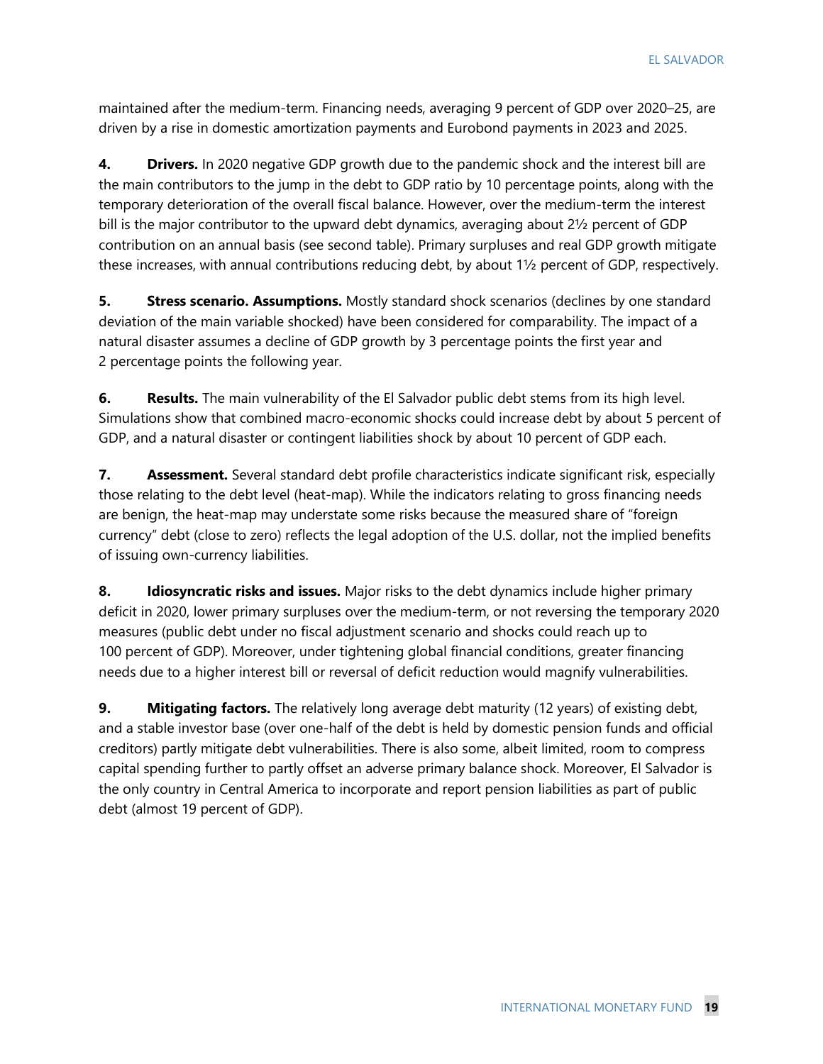maintained after the medium-term. Financing needs, averaging 9 percent of GDP over 2020–25, are driven by a rise in domestic amortization payments and Eurobond payments in 2023 and 2025.

**4. Drivers.** In 2020 negative GDP growth due to the pandemic shock and the interest bill are the main contributors to the jump in the debt to GDP ratio by 10 percentage points, along with the temporary deterioration of the overall fiscal balance. However, over the medium-term the interest bill is the major contributor to the upward debt dynamics, averaging about 2½ percent of GDP contribution on an annual basis (see second table). Primary surpluses and real GDP growth mitigate these increases, with annual contributions reducing debt, by about 1½ percent of GDP, respectively.

**5. Stress scenario. Assumptions.** Mostly standard shock scenarios (declines by one standard deviation of the main variable shocked) have been considered for comparability. The impact of a natural disaster assumes a decline of GDP growth by 3 percentage points the first year and 2 percentage points the following year.

**6. Results.** The main vulnerability of the El Salvador public debt stems from its high level. Simulations show that combined macro-economic shocks could increase debt by about 5 percent of GDP, and a natural disaster or contingent liabilities shock by about 10 percent of GDP each.

**7. Assessment.** Several standard debt profile characteristics indicate significant risk, especially those relating to the debt level (heat-map). While the indicators relating to gross financing needs are benign, the heat-map may understate some risks because the measured share of "foreign currency" debt (close to zero) reflects the legal adoption of the U.S. dollar, not the implied benefits of issuing own-currency liabilities.

**8. Idiosyncratic risks and issues.** Major risks to the debt dynamics include higher primary deficit in 2020, lower primary surpluses over the medium-term, or not reversing the temporary 2020 measures (public debt under no fiscal adjustment scenario and shocks could reach up to 100 percent of GDP). Moreover, under tightening global financial conditions, greater financing needs due to a higher interest bill or reversal of deficit reduction would magnify vulnerabilities.

**9. Mitigating factors.** The relatively long average debt maturity (12 years) of existing debt, and a stable investor base (over one-half of the debt is held by domestic pension funds and official creditors) partly mitigate debt vulnerabilities. There is also some, albeit limited, room to compress capital spending further to partly offset an adverse primary balance shock. Moreover, El Salvador is the only country in Central America to incorporate and report pension liabilities as part of public debt (almost 19 percent of GDP).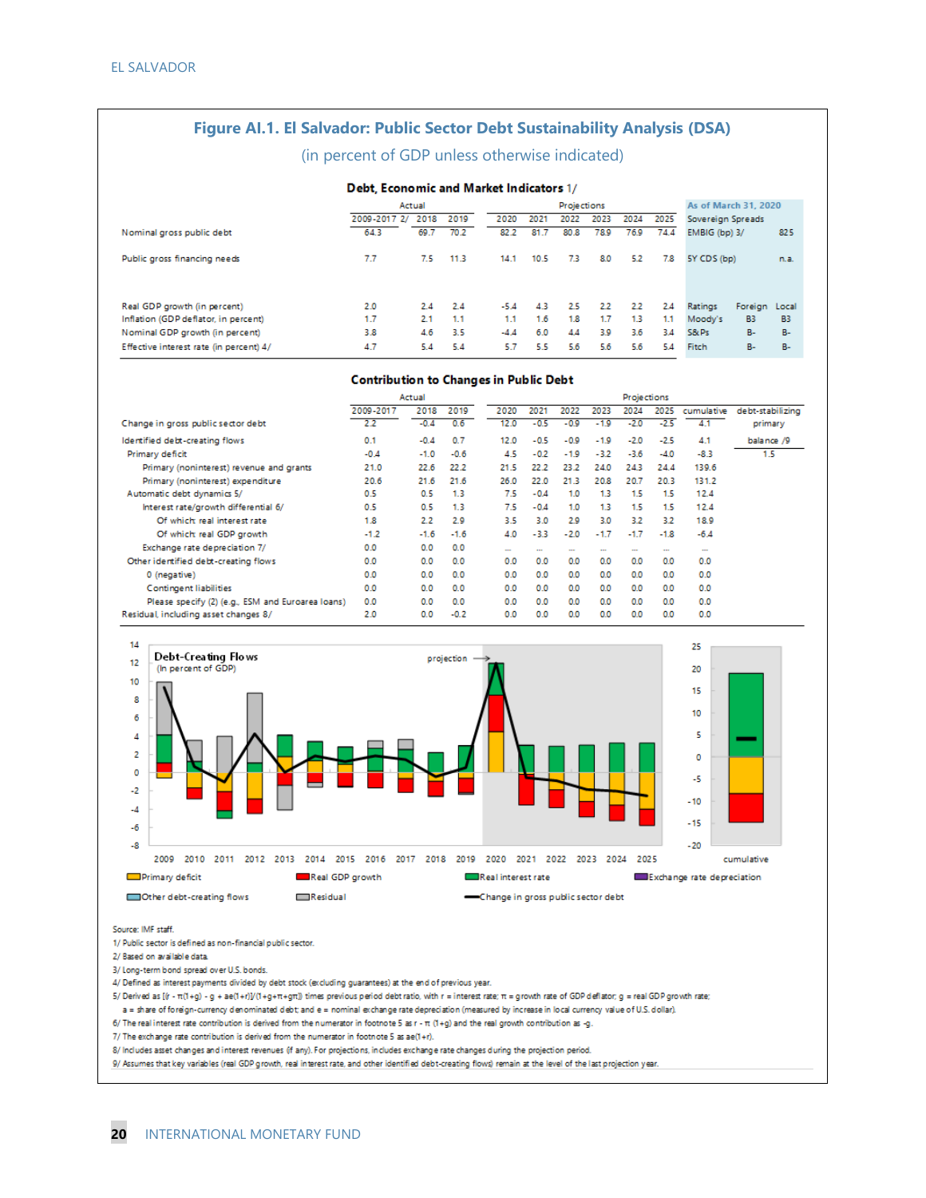## Figure AI.1. El Salvador: Public Sector Debt Sustainability Analysis (DSA)

(in percent of GDP unless otherwise indicated)

### Debt, Economic and Market Indicators 1/

| | Actual | | | Projections | | | | | |
|---|---|---|---|---|---|---|---|---|---|
| | 2009-2017 2/ | 2018 | 2019 | 2020 | 2021 | 2022 | 2023 | 2024 | 2025 |
| Nominal gross public debt | 64.3 | 69.7 | 70.2 | 82.2 | 81.7 | 80.8 | 78.9 | 76.9 | 74.4 |
| Public gross financing needs | 7.7 | 7.5 | 11.3 | 14.1 | 10.5 | 7.3 | 8.0 | 5.2 | 7.8 |
| Real GDP growth (in percent) | 2.0 | 2.4 | 2.4 | -5.4 | 4.3 | 2.5 | 2.2 | 2.2 | 2.4 |
| Inflation (GDP deflator, in percent) | 1.7 | 2.1 | 1.1 | 1.1 | 1.6 | 1.8 | 1.7 | 1.3 | 1.1 |
| Nominal GDP growth (in percent) | 3.8 | 4.6 | 3.5 | -4.4 | 6.0 | 4.4 | 3.9 | 3.6 | 3.4 |
| Effective interest rate (in percent) 4/ | 4.7 | 5.4 | 5.4 | 5.7 | 5.5 | 5.6 | 5.6 | 5.6 | 5.4 |

| As of March 31, 2020 | | |
|---|---|---|
| Sovereign Spreads | | |
| EMBIG (bp) 3/ | | 825 |
| 5Y CDS (bp) | | n.a. |
| Ratings | Foreign | Local |
| Moody's | B3 | B3 |
| S&Ps | B- | B- |
| Fitch | B- | B- |

### Contribution to Changes in Public Debt

| | Actual | | | Projections | | | | | | | |
|---|---|---|---|---|---|---|---|---|---|---|---|
| | 2009-2017 | 2018 | 2019 | 2020 | 2021 | 2022 | 2023 | 2024 | 2025 | cumulative | debt-stabilizing |
| Change in gross public sector debt | 2.2 | -0.4 | 0.6 | 12.0 | -0.5 | -0.9 | -1.9 | -2.0 | -2.5 | 4.1 | primary |
| Identified debt-creating flows | 0.1 | -0.4 | 0.7 | 12.0 | -0.5 | -0.9 | -1.9 | -2.0 | -2.5 | 4.1 | balance 9/ |
| Primary deficit | -0.4 | -1.0 | -0.6 | 4.5 | -0.2 | -1.9 | -3.2 | -3.6 | -4.0 | -8.3 | 1.5 |
| Primary (noninterest) revenue and grants | 21.0 | 22.6 | 22.2 | 21.5 | 22.2 | 23.2 | 24.0 | 24.3 | 24.4 | 139.6 | |
| Primary (noninterest) expenditure | 20.6 | 21.6 | 21.6 | 26.0 | 22.0 | 21.3 | 20.8 | 20.7 | 20.3 | 131.2 | |
| Automatic debt dynamics 5/ | 0.5 | 0.5 | 1.3 | 7.5 | -0.4 | 1.0 | 1.3 | 1.5 | 1.5 | 12.4 | |
| Interest rate/growth differential 6/ | 0.5 | 0.5 | 1.3 | 7.5 | -0.4 | 1.0 | 1.3 | 1.5 | 1.5 | 12.4 | |
| Of which: real interest rate | 1.8 | 2.2 | 2.9 | 3.5 | 3.0 | 2.9 | 3.0 | 3.2 | 3.2 | 18.9 | |
| Of which: real GDP growth | -1.2 | -1.6 | -1.6 | 4.0 | -3.3 | -2.0 | -1.7 | -1.7 | -1.8 | -6.4 | |
| Exchange rate depreciation 7/ | 0.0 | 0.0 | 0.0 | … | … | … | … | … | … | … | |
| Other identified debt-creating flows | 0.0 | 0.0 | 0.0 | 0.0 | 0.0 | 0.0 | 0.0 | 0.0 | 0.0 | 0.0 | |
| 0 (negative) | 0.0 | 0.0 | 0.0 | 0.0 | 0.0 | 0.0 | 0.0 | 0.0 | 0.0 | 0.0 | |
| Contingent liabilities | 0.0 | 0.0 | 0.0 | 0.0 | 0.0 | 0.0 | 0.0 | 0.0 | 0.0 | 0.0 | |
| Please specify (2) (e.g., ESM and Euroarea loans) | 0.0 | 0.0 | 0.0 | 0.0 | 0.0 | 0.0 | 0.0 | 0.0 | 0.0 | 0.0 | |
| Residual, including asset changes 8/ | 2.0 | 0.0 | -0.2 | 0.0 | 0.0 | 0.0 | 0.0 | 0.0 | 0.0 | 0.0 | |

Source: IMF staff.

1/ Public sector is defined as non-financial public sector.

2/ Based on available data.

3/ Long-term bond spread over U.S. bonds.

4/ Defined as interest payments divided by debt stock (excluding guarantees) at the end of previous year.

5/ Derived as $[(r - \pi(1+g) - g + ae(1+r)]/(1+g+\pi+g\pi)$ times previous period debt ratio, with $r$ = interest rate; $\pi$ = growth rate of GDP deflator; $g$ = real GDP growth rate; $a$ = share of foreign-currency denominated debt; and $e$ = nominal exchange rate depreciation (measured by increase in local currency value of U.S. dollar).

6/ The real interest rate contribution is derived from the numerator in footnote 5 as $r - \pi(1+g)$ and the real growth contribution as $-g$.

7/ The exchange rate contribution is derived from the numerator in footnote 5 as $ae(1+r)$.

8/ Includes asset changes and interest revenues (if any). For projections, includes exchange rate changes during the projection period.

9/ Assumes that key variables (real GDP growth, real interest rate, and other identified debt-creating flows) remain at the level of the last projection year.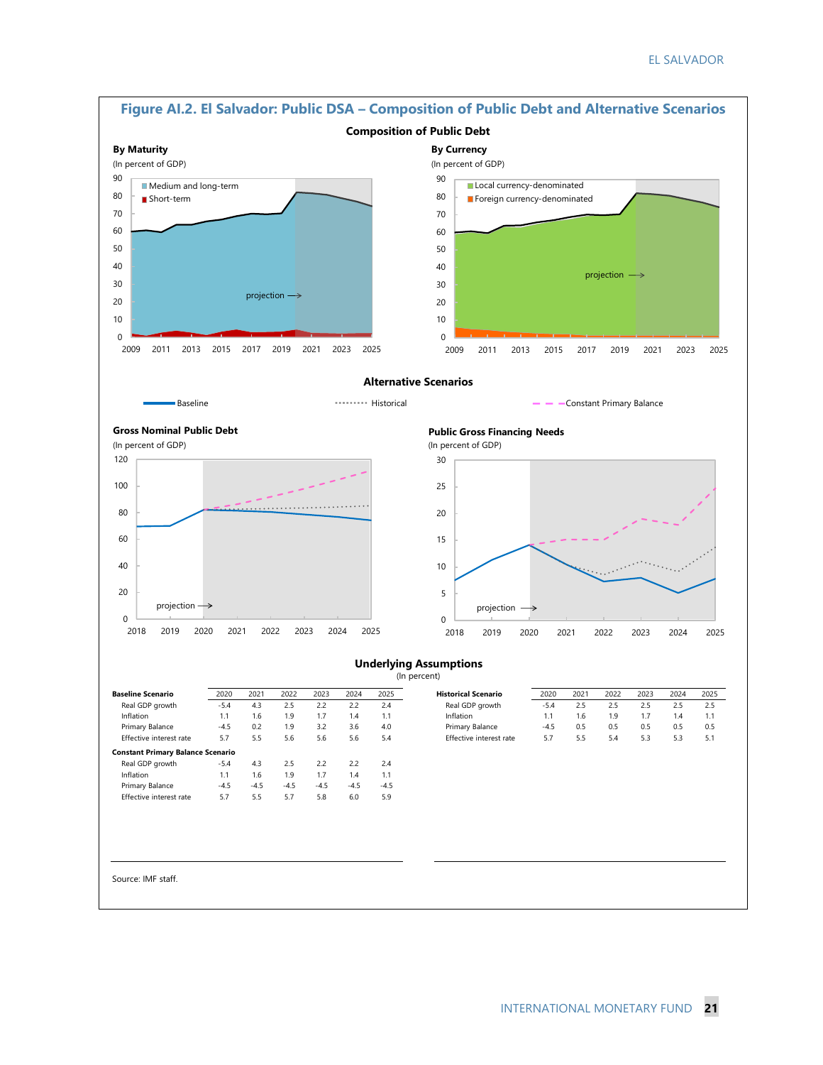## Figure AI.2. El Salvador: Public DSA – Composition of Public Debt and Alternative Scenarios

### Composition of Public Debt

**By Maturity**
(In percent of GDP)

- Medium and long-term
- Short-term

projection →

**By Currency**
(In percent of GDP)

- Local currency-denominated
- Foreign currency-denominated

projection →

### Alternative Scenarios

Baseline — Historical — Constant Primary Balance

**Gross Nominal Public Debt**
(In percent of GDP)

projection →

**Public Gross Financing Needs**
(In percent of GDP)

projection →

### Underlying Assumptions
(In percent)

| Baseline Scenario | 2020 | 2021 | 2022 | 2023 | 2024 | 2025 |
|---|---|---|---|---|---|---|
| Real GDP growth | -5.4 | 4.3 | 2.5 | 2.2 | 2.2 | 2.4 |
| Inflation | 1.1 | 1.6 | 1.9 | 1.7 | 1.4 | 1.1 |
| Primary Balance | -4.5 | 0.2 | 1.9 | 3.2 | 3.6 | 4.0 |
| Effective interest rate | 5.7 | 5.5 | 5.6 | 5.6 | 5.6 | 5.4 |
| **Constant Primary Balance Scenario** | | | | | | |
| Real GDP growth | -5.4 | 4.3 | 2.5 | 2.2 | 2.2 | 2.4 |
| Inflation | 1.1 | 1.6 | 1.9 | 1.7 | 1.4 | 1.1 |
| Primary Balance | -4.5 | -4.5 | -4.5 | -4.5 | -4.5 | -4.5 |
| Effective interest rate | 5.7 | 5.5 | 5.7 | 5.8 | 6.0 | 5.9 |

| Historical Scenario | 2020 | 2021 | 2022 | 2023 | 2024 | 2025 |
|---|---|---|---|---|---|---|
| Real GDP growth | -5.4 | 2.5 | 2.5 | 2.5 | 2.5 | 2.5 |
| Inflation | 1.1 | 1.6 | 1.9 | 1.7 | 1.4 | 1.1 |
| Primary Balance | -4.5 | 0.5 | 0.5 | 0.5 | 0.5 | 0.5 |
| Effective interest rate | 5.7 | 5.5 | 5.4 | 5.3 | 5.3 | 5.1 |

Source: IMF staff.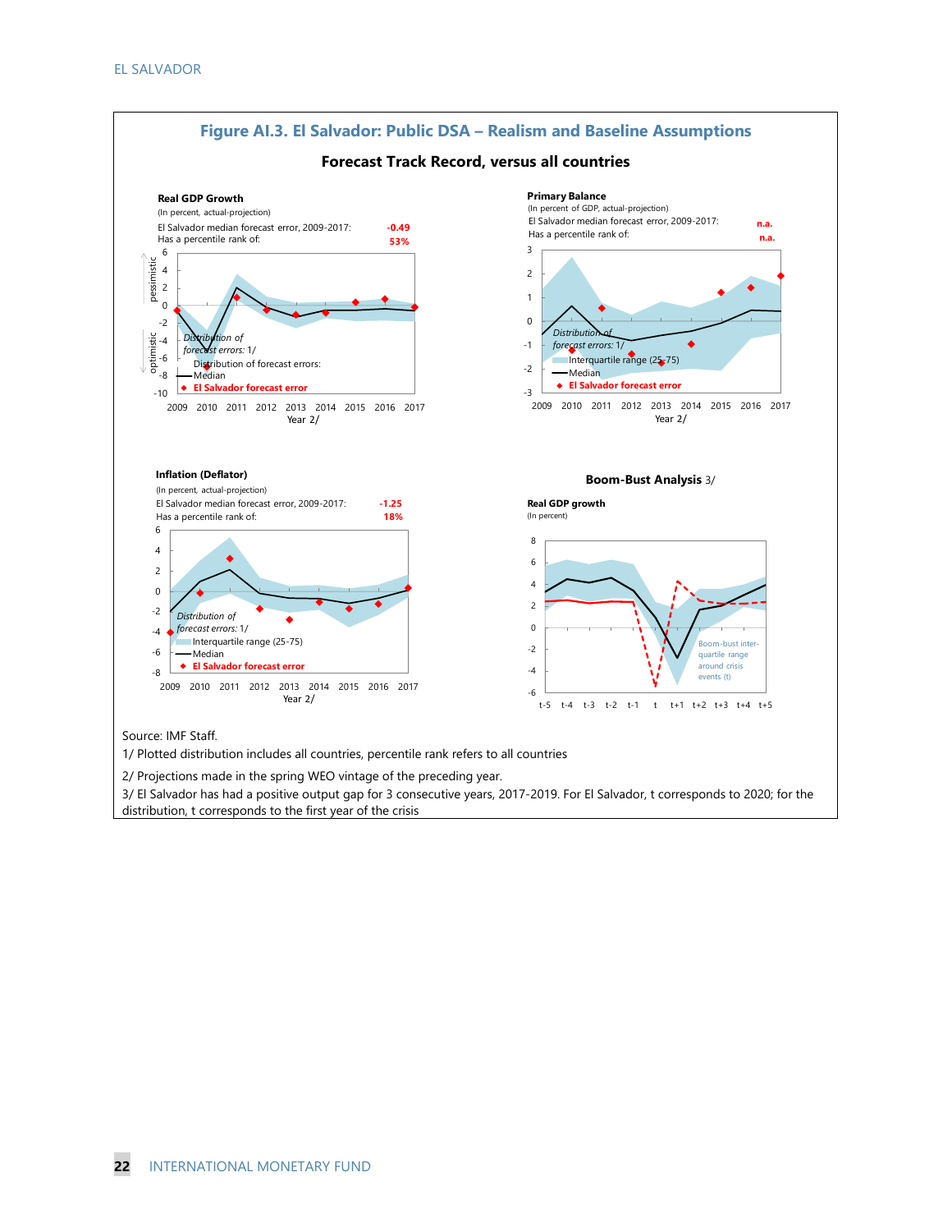## Figure AI.3. El Salvador: Public DSA – Realism and Baseline Assumptions

### Forecast Track Record, versus all countries

**Real GDP Growth**
(In percent, actual-projection)
El Salvador median forecast error, 2009-2017: **-0.49**
Has a percentile rank of: **53%**

**Primary Balance**
(In percent of GDP, actual-projection)
El Salvador median forecast error, 2009-2017: **n.a.**
Has a percentile rank of: **n.a.**

**Inflation (Deflator)**
(In percent, actual-projection)
El Salvador median forecast error, 2009-2017: **-1.25**
Has a percentile rank of: **18%**

**Boom-Bust Analysis** 3/

**Real GDP growth**
(In percent)

Source: IMF Staff.

1/ Plotted distribution includes all countries, percentile rank refers to all countries

2/ Projections made in the spring WEO vintage of the preceding year.

3/ El Salvador has had a positive output gap for 3 consecutive years, 2017-2019. For El Salvador, t corresponds to 2020; for the distribution, t corresponds to the first year of the crisis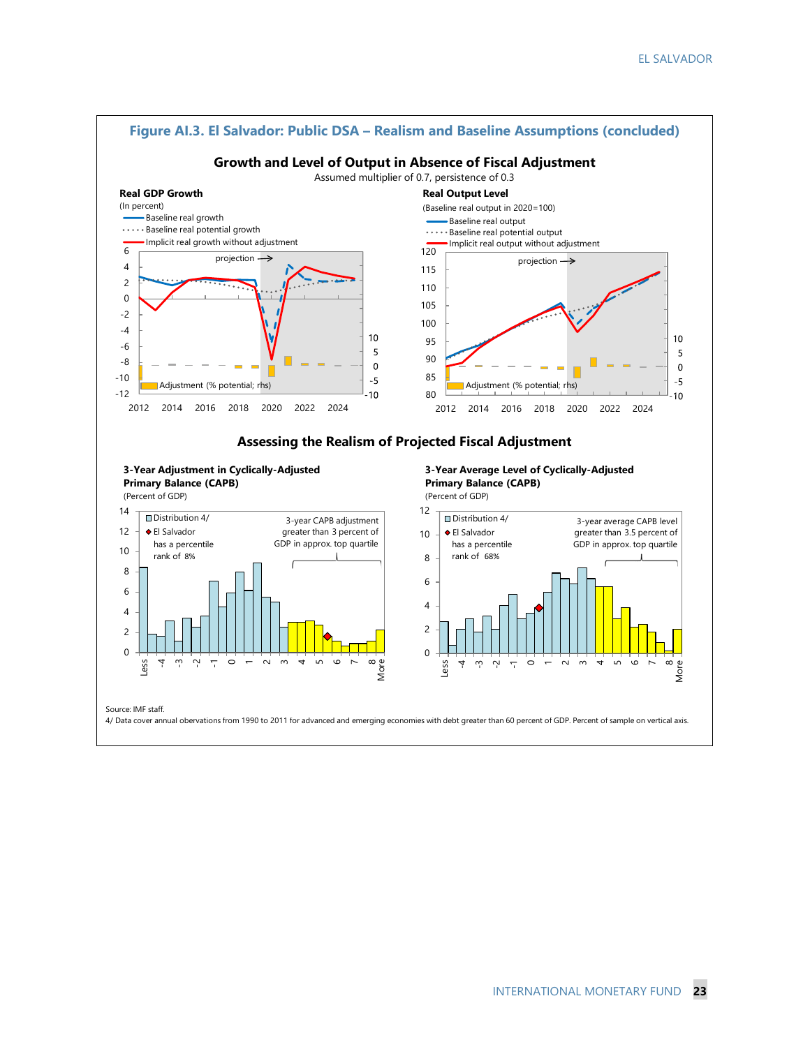## Figure AI.3. El Salvador: Public DSA – Realism and Baseline Assumptions (concluded)

### Growth and Level of Output in Absence of Fiscal Adjustment

Assumed multiplier of 0.7, persistence of 0.3

**Real GDP Growth**
(In percent)

- Baseline real growth
- Baseline real potential growth
- Implicit real growth without adjustment
- Adjustment (% potential; rhs)

**Real Output Level**
(Baseline real output in 2020=100)

- Baseline real output
- Baseline real potential output
- Implicit real output without adjustment
- Adjustment (% potential; rhs)

### Assessing the Realism of Projected Fiscal Adjustment

**3-Year Adjustment in Cyclically-Adjusted Primary Balance (CAPB)**
(Percent of GDP)

- Distribution 4/
- El Salvador has a percentile rank of 8%

3-year CAPB adjustment greater than 3 percent of GDP in approx. top quartile

**3-Year Average Level of Cyclically-Adjusted Primary Balance (CAPB)**
(Percent of GDP)

- Distribution 4/
- El Salvador has a percentile rank of 68%

3-year average CAPB level greater than 3.5 percent of GDP in approx. top quartile

Source: IMF staff.

4/ Data cover annual obervations from 1990 to 2011 for advanced and emerging economies with debt greater than 60 percent of GDP. Percent of sample on vertical axis.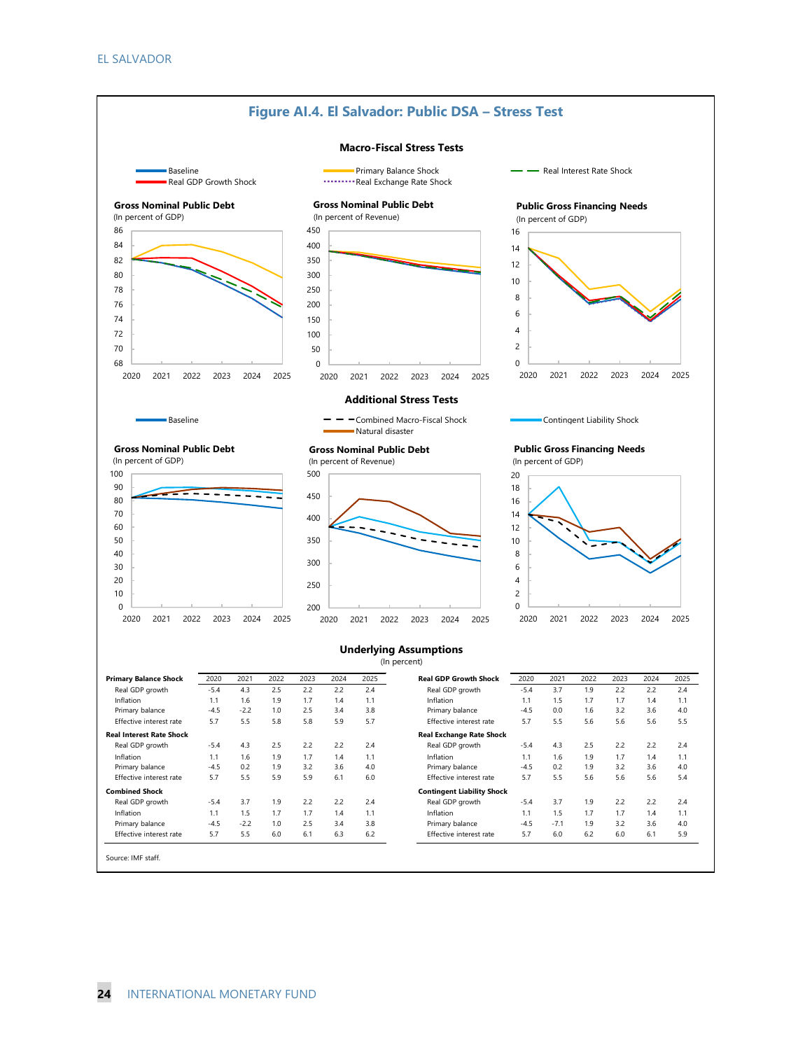## Figure AI.4. El Salvador: Public DSA – Stress Test

### Macro-Fiscal Stress Tests

Baseline
Real GDP Growth Shock
Primary Balance Shock
Real Exchange Rate Shock
Real Interest Rate Shock

**Gross Nominal Public Debt**
(In percent of GDP)

**Gross Nominal Public Debt**
(In percent of Revenue)

**Public Gross Financing Needs**
(In percent of GDP)

### Additional Stress Tests

Baseline
Combined Macro-Fiscal Shock
Natural disaster
Contingent Liability Shock

**Gross Nominal Public Debt**
(In percent of GDP)

**Gross Nominal Public Debt**
(In percent of Revenue)

**Public Gross Financing Needs**
(In percent of GDP)

### Underlying Assumptions
(In percent)

| Primary Balance Shock | 2020 | 2021 | 2022 | 2023 | 2024 | 2025 |
|---|---|---|---|---|---|---|
| Real GDP growth | -5.4 | 4.3 | 2.5 | 2.2 | 2.2 | 2.4 |
| Inflation | 1.1 | 1.6 | 1.9 | 1.7 | 1.4 | 1.1 |
| Primary balance | -4.5 | -2.2 | 1.0 | 2.5 | 3.4 | 3.8 |
| Effective interest rate | 5.7 | 5.5 | 5.8 | 5.8 | 5.9 | 5.7 |
| **Real Interest Rate Shock** | | | | | | |
| Real GDP growth | -5.4 | 4.3 | 2.5 | 2.2 | 2.2 | 2.4 |
| Inflation | 1.1 | 1.6 | 1.9 | 1.7 | 1.4 | 1.1 |
| Primary balance | -4.5 | 0.2 | 1.9 | 3.2 | 3.6 | 4.0 |
| Effective interest rate | 5.7 | 5.5 | 5.9 | 5.9 | 6.1 | 6.0 |
| **Combined Shock** | | | | | | |
| Real GDP growth | -5.4 | 3.7 | 1.9 | 2.2 | 2.2 | 2.4 |
| Inflation | 1.1 | 1.5 | 1.7 | 1.7 | 1.4 | 1.1 |
| Primary balance | -4.5 | -2.2 | 1.0 | 2.5 | 3.4 | 3.8 |
| Effective interest rate | 5.7 | 5.5 | 6.0 | 6.1 | 6.3 | 6.2 |

| Real GDP Growth Shock | 2020 | 2021 | 2022 | 2023 | 2024 | 2025 |
|---|---|---|---|---|---|---|
| Real GDP growth | -5.4 | 3.7 | 1.9 | 2.2 | 2.2 | 2.4 |
| Inflation | 1.1 | 1.5 | 1.7 | 1.7 | 1.4 | 1.1 |
| Primary balance | -4.5 | 0.0 | 1.6 | 3.2 | 3.6 | 4.0 |
| Effective interest rate | 5.7 | 5.5 | 5.6 | 5.6 | 5.6 | 5.5 |
| **Real Exchange Rate Shock** | | | | | | |
| Real GDP growth | -5.4 | 4.3 | 2.5 | 2.2 | 2.2 | 2.4 |
| Inflation | 1.1 | 1.6 | 1.9 | 1.7 | 1.4 | 1.1 |
| Primary balance | -4.5 | 0.2 | 1.9 | 3.2 | 3.6 | 4.0 |
| Effective interest rate | 5.7 | 5.5 | 5.6 | 5.6 | 5.6 | 5.4 |
| **Contingent Liability Shock** | | | | | | |
| Real GDP growth | -5.4 | 3.7 | 1.9 | 2.2 | 2.2 | 2.4 |
| Inflation | 1.1 | 1.5 | 1.7 | 1.7 | 1.4 | 1.1 |
| Primary balance | -4.5 | -7.1 | 1.9 | 3.2 | 3.6 | 4.0 |
| Effective interest rate | 5.7 | 6.0 | 6.2 | 6.0 | 6.1 | 5.9 |

Source: IMF staff.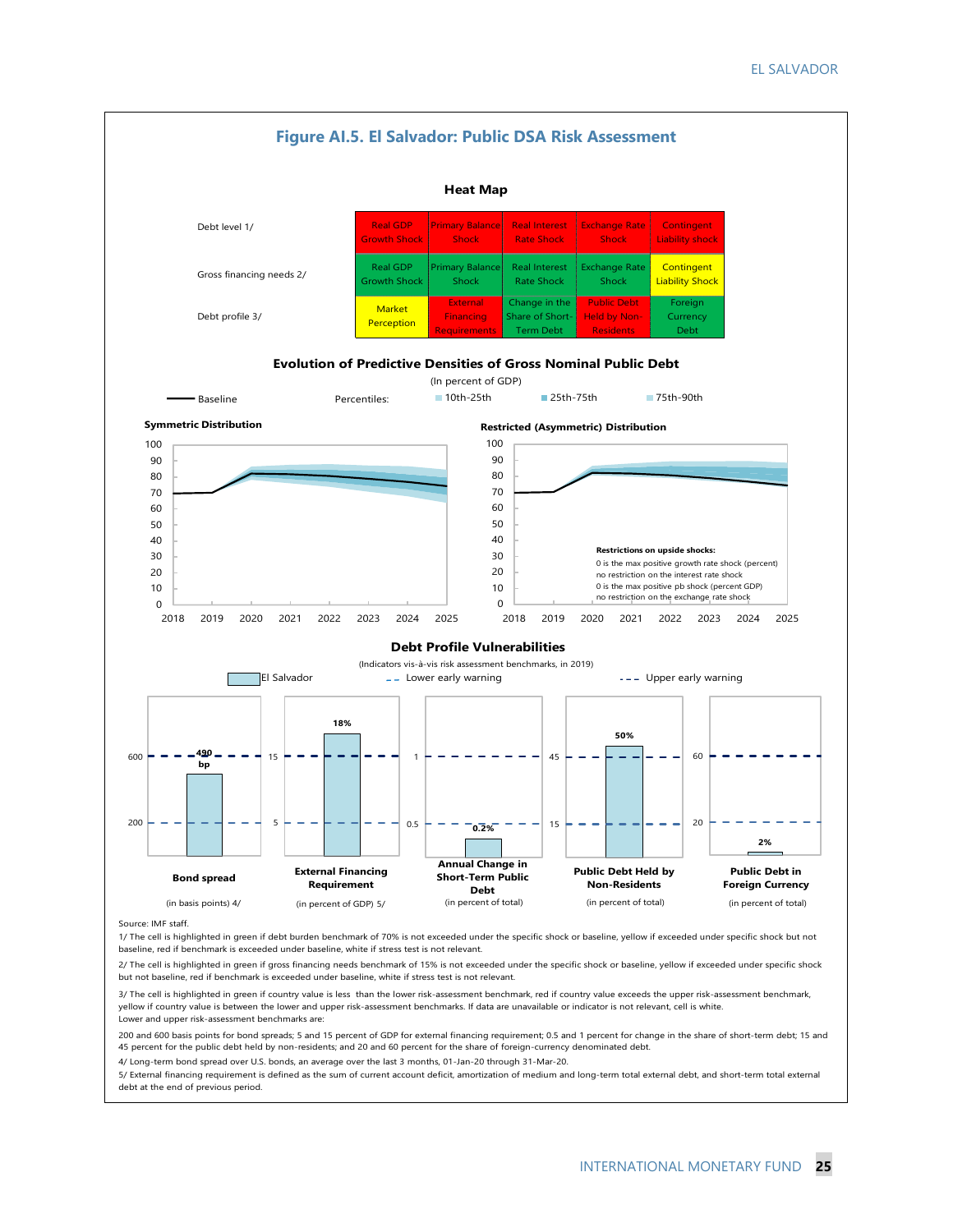## Figure AI.5. El Salvador: Public DSA Risk Assessment

### Heat Map

| | | | | | |
|---|---|---|---|---|---|
| Debt level 1/ | Real GDP Growth Shock | Primary Balance Shock | Real Interest Rate Shock | Exchange Rate Shock | Contingent Liability shock |
| Gross financing needs 2/ | Real GDP Growth Shock | Primary Balance Shock | Real Interest Rate Shock | Exchange Rate Shock | Contingent Liability Shock |
| Debt profile 3/ | Market Perception | External Financing Requirements | Change in the Share of Short-Term Debt | Public Debt Held by Non-Residents | Foreign Currency Debt |

### Evolution of Predictive Densities of Gross Nominal Public Debt

(In percent of GDP)

Baseline — Percentiles: 10th-25th, 25th-75th, 75th-90th

**Symmetric Distribution**

**Restricted (Asymmetric) Distribution**

Restrictions on upside shocks:
0 is the max positive growth rate shock (percent)
no restriction on the interest rate shock
0 is the max positive pb shock (percent GDP)
no restriction on the exchange rate shock

### Debt Profile Vulnerabilities

(Indicators vis-à-vis risk assessment benchmarks, in 2019)

El Salvador — Lower early warning — Upper early warning

| Indicator | El Salvador | Lower early warning | Upper early warning |
|---|---|---|---|
| Bond spread (in basis points) 4/ | 490 bp | 200 | 600 |
| External Financing Requirement (in percent of GDP) 5/ | 18% | 5 | 15 |
| Annual Change in Short-Term Public Debt (in percent of total) | 0.2% | 0.5 | 1 |
| Public Debt Held by Non-Residents (in percent of total) | 50% | 15 | 45 |
| Public Debt in Foreign Currency (in percent of total) | 2% | 20 | 60 |

Source: IMF staff.

1/ The cell is highlighted in green if debt burden benchmark of 70% is not exceeded under the specific shock or baseline, yellow if exceeded under specific shock but not baseline, red if benchmark is exceeded under baseline, white if stress test is not relevant.

2/ The cell is highlighted in green if gross financing needs benchmark of 15% is not exceeded under the specific shock or baseline, yellow if exceeded under specific shock but not baseline, red if benchmark is exceeded under baseline, white if stress test is not relevant.

3/ The cell is highlighted in green if country value is less than the lower risk-assessment benchmark, red if country value exceeds the upper risk-assessment benchmark, yellow if country value is between the lower and upper risk-assessment benchmarks. If data are unavailable or indicator is not relevant, cell is white.
Lower and upper risk-assessment benchmarks are:

200 and 600 basis points for bond spreads; 5 and 15 percent of GDP for external financing requirement; 0.5 and 1 percent for change in the share of short-term debt; 15 and 45 percent for the public debt held by non-residents; and 20 and 60 percent for the share of foreign-currency denominated debt.

4/ Long-term bond spread over U.S. bonds, an average over the last 3 months, 01-Jan-20 through 31-Mar-20.

5/ External financing requirement is defined as the sum of current account deficit, amortization of medium and long-term total external debt, and short-term total external debt at the end of previous period.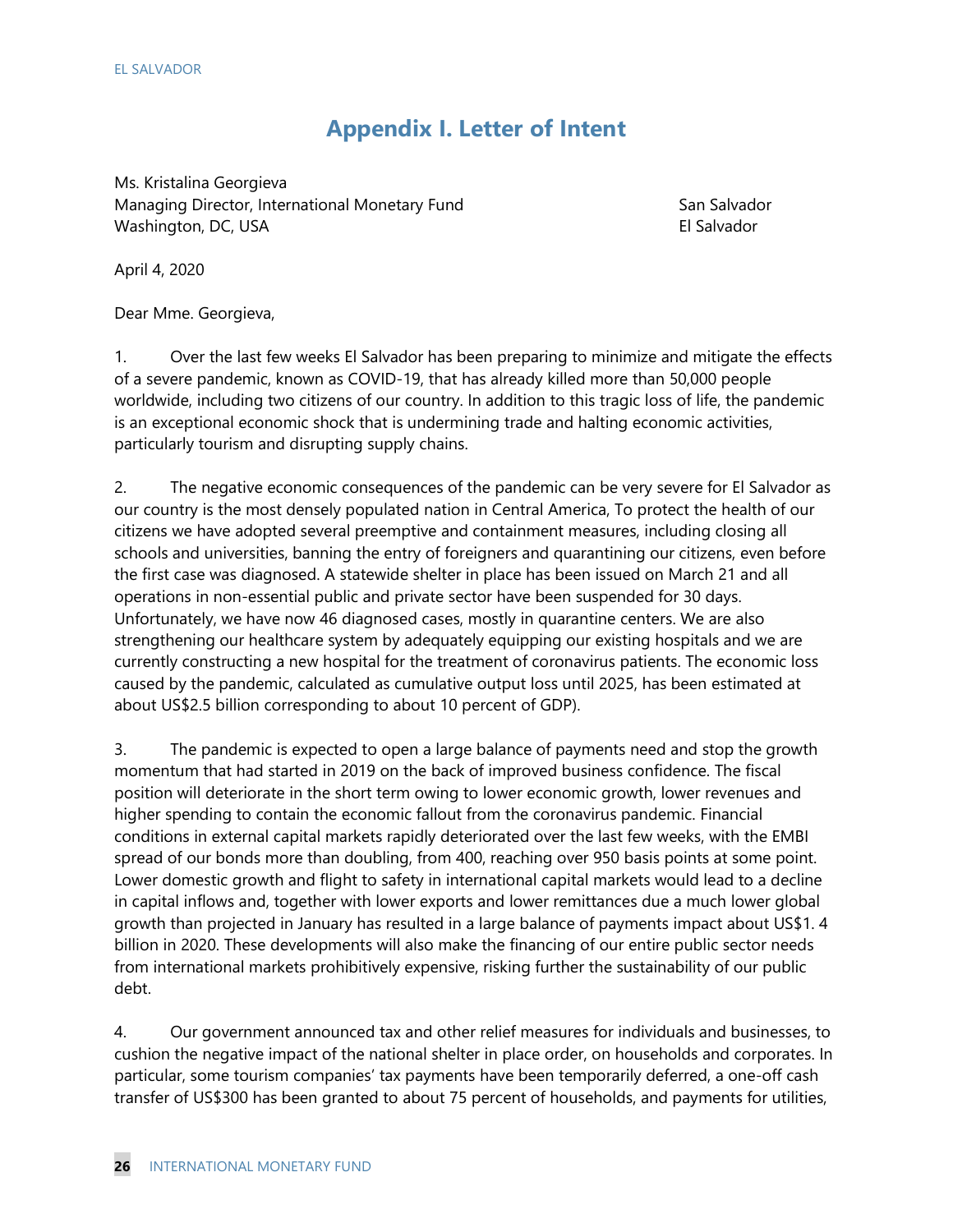# Appendix I. Letter of Intent

Ms. Kristalina Georgieva
Managing Director, International Monetary Fund
Washington, DC, USA

San Salvador
El Salvador

April 4, 2020

Dear Mme. Georgieva,

1. Over the last few weeks El Salvador has been preparing to minimize and mitigate the effects of a severe pandemic, known as COVID-19, that has already killed more than 50,000 people worldwide, including two citizens of our country. In addition to this tragic loss of life, the pandemic is an exceptional economic shock that is undermining trade and halting economic activities, particularly tourism and disrupting supply chains.

2. The negative economic consequences of the pandemic can be very severe for El Salvador as our country is the most densely populated nation in Central America, To protect the health of our citizens we have adopted several preemptive and containment measures, including closing all schools and universities, banning the entry of foreigners and quarantining our citizens, even before the first case was diagnosed. A statewide shelter in place has been issued on March 21 and all operations in non-essential public and private sector have been suspended for 30 days. Unfortunately, we have now 46 diagnosed cases, mostly in quarantine centers. We are also strengthening our healthcare system by adequately equipping our existing hospitals and we are currently constructing a new hospital for the treatment of coronavirus patients. The economic loss caused by the pandemic, calculated as cumulative output loss until 2025, has been estimated at about US$2.5 billion corresponding to about 10 percent of GDP).

3. The pandemic is expected to open a large balance of payments need and stop the growth momentum that had started in 2019 on the back of improved business confidence. The fiscal position will deteriorate in the short term owing to lower economic growth, lower revenues and higher spending to contain the economic fallout from the coronavirus pandemic. Financial conditions in external capital markets rapidly deteriorated over the last few weeks, with the EMBI spread of our bonds more than doubling, from 400, reaching over 950 basis points at some point. Lower domestic growth and flight to safety in international capital markets would lead to a decline in capital inflows and, together with lower exports and lower remittances due a much lower global growth than projected in January has resulted in a large balance of payments impact about US$1. 4 billion in 2020. These developments will also make the financing of our entire public sector needs from international markets prohibitively expensive, risking further the sustainability of our public debt.

4. Our government announced tax and other relief measures for individuals and businesses, to cushion the negative impact of the national shelter in place order, on households and corporates. In particular, some tourism companies' tax payments have been temporarily deferred, a one-off cash transfer of US$300 has been granted to about 75 percent of households, and payments for utilities,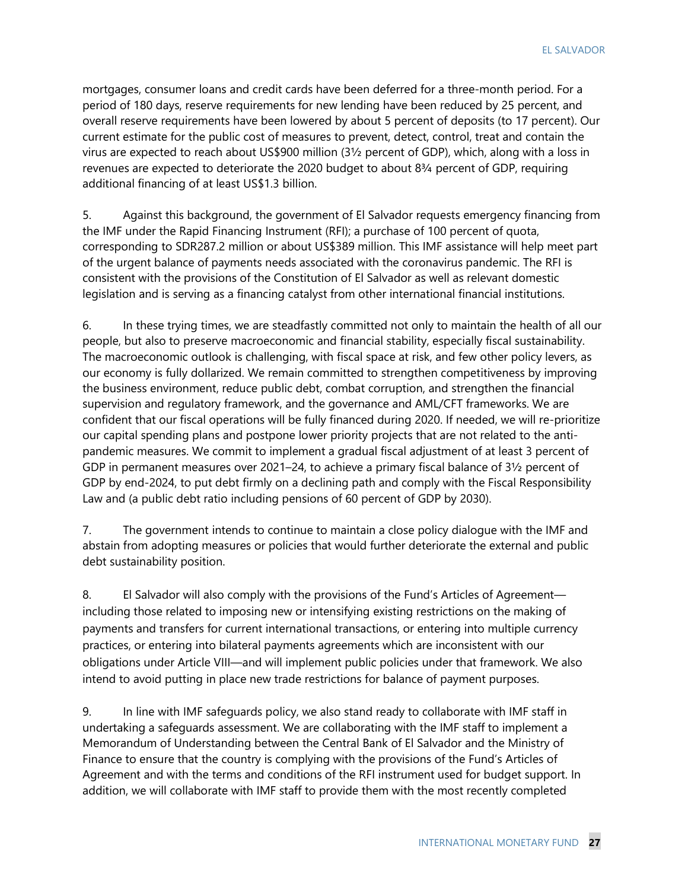mortgages, consumer loans and credit cards have been deferred for a three-month period. For a period of 180 days, reserve requirements for new lending have been reduced by 25 percent, and overall reserve requirements have been lowered by about 5 percent of deposits (to 17 percent). Our current estimate for the public cost of measures to prevent, detect, control, treat and contain the virus are expected to reach about US$900 million (3½ percent of GDP), which, along with a loss in revenues are expected to deteriorate the 2020 budget to about 8¾ percent of GDP, requiring additional financing of at least US$1.3 billion.

5. Against this background, the government of El Salvador requests emergency financing from the IMF under the Rapid Financing Instrument (RFI); a purchase of 100 percent of quota, corresponding to SDR287.2 million or about US$389 million. This IMF assistance will help meet part of the urgent balance of payments needs associated with the coronavirus pandemic. The RFI is consistent with the provisions of the Constitution of El Salvador as well as relevant domestic legislation and is serving as a financing catalyst from other international financial institutions.

6. In these trying times, we are steadfastly committed not only to maintain the health of all our people, but also to preserve macroeconomic and financial stability, especially fiscal sustainability. The macroeconomic outlook is challenging, with fiscal space at risk, and few other policy levers, as our economy is fully dollarized. We remain committed to strengthen competitiveness by improving the business environment, reduce public debt, combat corruption, and strengthen the financial supervision and regulatory framework, and the governance and AML/CFT frameworks. We are confident that our fiscal operations will be fully financed during 2020. If needed, we will re-prioritize our capital spending plans and postpone lower priority projects that are not related to the anti-pandemic measures. We commit to implement a gradual fiscal adjustment of at least 3 percent of GDP in permanent measures over 2021–24, to achieve a primary fiscal balance of 3½ percent of GDP by end-2024, to put debt firmly on a declining path and comply with the Fiscal Responsibility Law and (a public debt ratio including pensions of 60 percent of GDP by 2030).

7. The government intends to continue to maintain a close policy dialogue with the IMF and abstain from adopting measures or policies that would further deteriorate the external and public debt sustainability position.

8. El Salvador will also comply with the provisions of the Fund's Articles of Agreement—including those related to imposing new or intensifying existing restrictions on the making of payments and transfers for current international transactions, or entering into multiple currency practices, or entering into bilateral payments agreements which are inconsistent with our obligations under Article VIII—and will implement public policies under that framework. We also intend to avoid putting in place new trade restrictions for balance of payment purposes.

9. In line with IMF safeguards policy, we also stand ready to collaborate with IMF staff in undertaking a safeguards assessment. We are collaborating with the IMF staff to implement a Memorandum of Understanding between the Central Bank of El Salvador and the Ministry of Finance to ensure that the country is complying with the provisions of the Fund's Articles of Agreement and with the terms and conditions of the RFI instrument used for budget support. In addition, we will collaborate with IMF staff to provide them with the most recently completed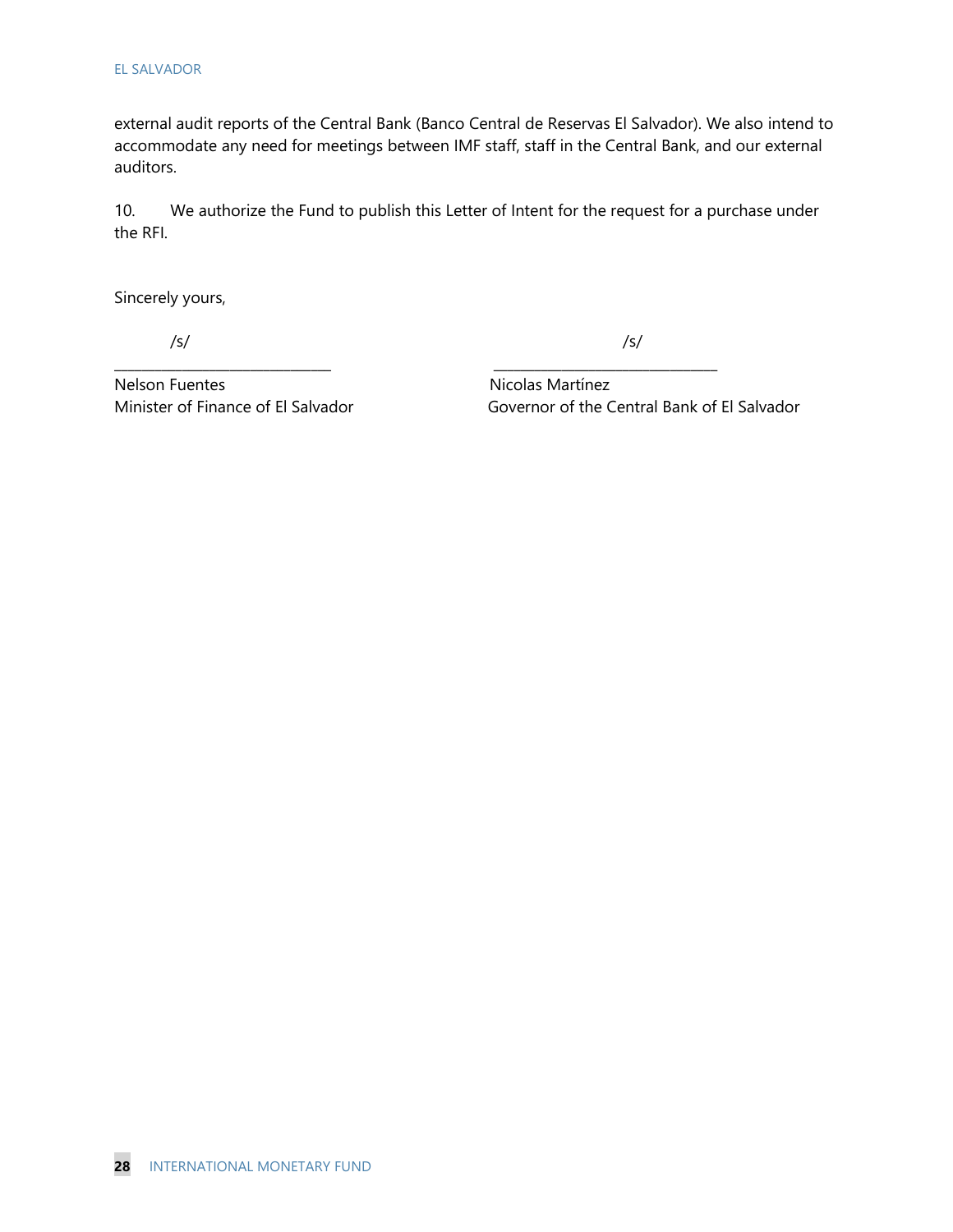external audit reports of the Central Bank (Banco Central de Reservas El Salvador). We also intend to accommodate any need for meetings between IMF staff, staff in the Central Bank, and our external auditors.

10. We authorize the Fund to publish this Letter of Intent for the request for a purchase under the RFI.

Sincerely yours,

| /s/ | /s/ |
|---|---|
| Nelson Fuentes | Nicolas Martínez |
| Minister of Finance of El Salvador | Governor of the Central Bank of El Salvador |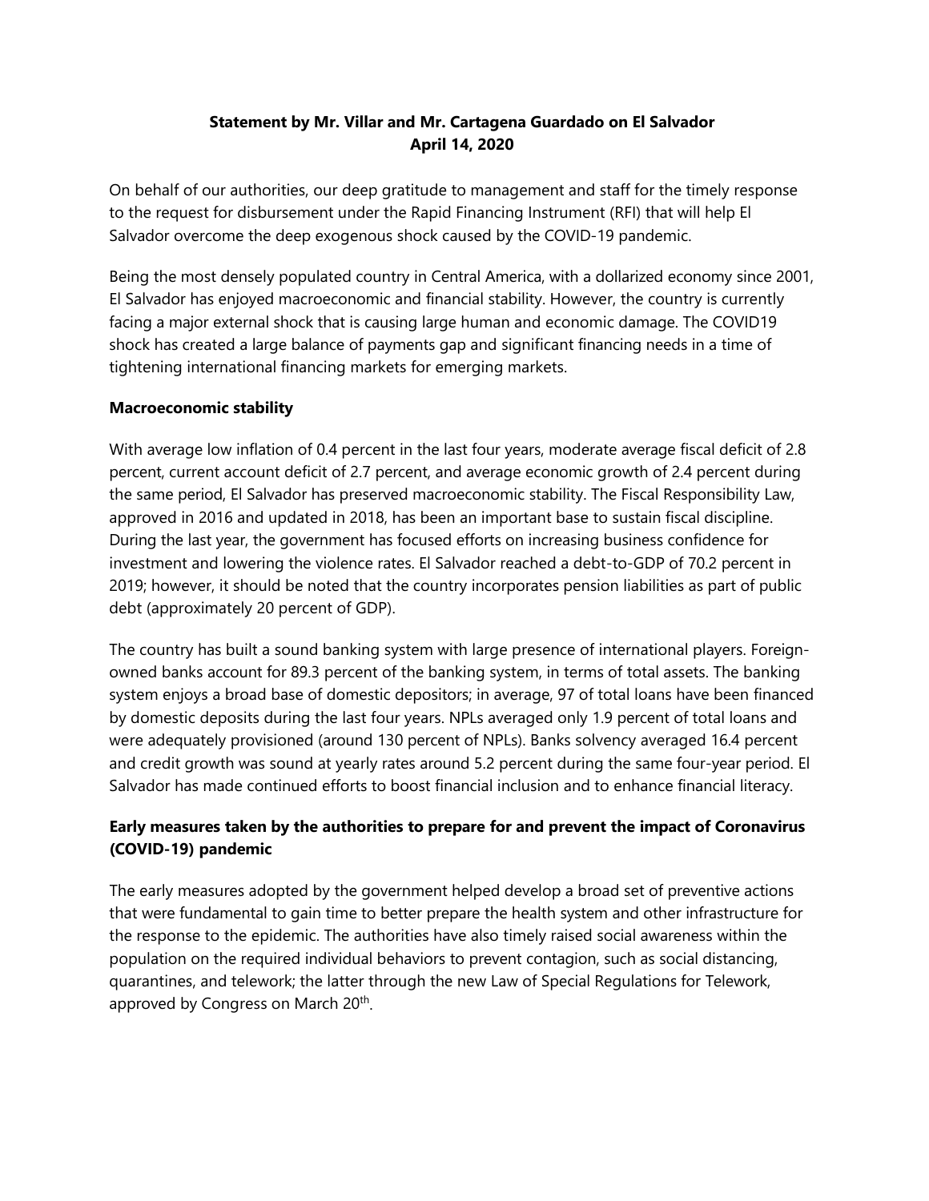**Statement by Mr. Villar and Mr. Cartagena Guardado on El Salvador**
**April 14, 2020**

On behalf of our authorities, our deep gratitude to management and staff for the timely response to the request for disbursement under the Rapid Financing Instrument (RFI) that will help El Salvador overcome the deep exogenous shock caused by the COVID-19 pandemic.

Being the most densely populated country in Central America, with a dollarized economy since 2001, El Salvador has enjoyed macroeconomic and financial stability. However, the country is currently facing a major external shock that is causing large human and economic damage. The COVID19 shock has created a large balance of payments gap and significant financing needs in a time of tightening international financing markets for emerging markets.

**Macroeconomic stability**

With average low inflation of 0.4 percent in the last four years, moderate average fiscal deficit of 2.8 percent, current account deficit of 2.7 percent, and average economic growth of 2.4 percent during the same period, El Salvador has preserved macroeconomic stability. The Fiscal Responsibility Law, approved in 2016 and updated in 2018, has been an important base to sustain fiscal discipline. During the last year, the government has focused efforts on increasing business confidence for investment and lowering the violence rates. El Salvador reached a debt-to-GDP of 70.2 percent in 2019; however, it should be noted that the country incorporates pension liabilities as part of public debt (approximately 20 percent of GDP).

The country has built a sound banking system with large presence of international players. Foreign-owned banks account for 89.3 percent of the banking system, in terms of total assets. The banking system enjoys a broad base of domestic depositors; in average, 97 of total loans have been financed by domestic deposits during the last four years. NPLs averaged only 1.9 percent of total loans and were adequately provisioned (around 130 percent of NPLs). Banks solvency averaged 16.4 percent and credit growth was sound at yearly rates around 5.2 percent during the same four-year period. El Salvador has made continued efforts to boost financial inclusion and to enhance financial literacy.

**Early measures taken by the authorities to prepare for and prevent the impact of Coronavirus (COVID-19) pandemic**

The early measures adopted by the government helped develop a broad set of preventive actions that were fundamental to gain time to better prepare the health system and other infrastructure for the response to the epidemic. The authorities have also timely raised social awareness within the population on the required individual behaviors to prevent contagion, such as social distancing, quarantines, and telework; the latter through the new Law of Special Regulations for Telework, approved by Congress on March 20th.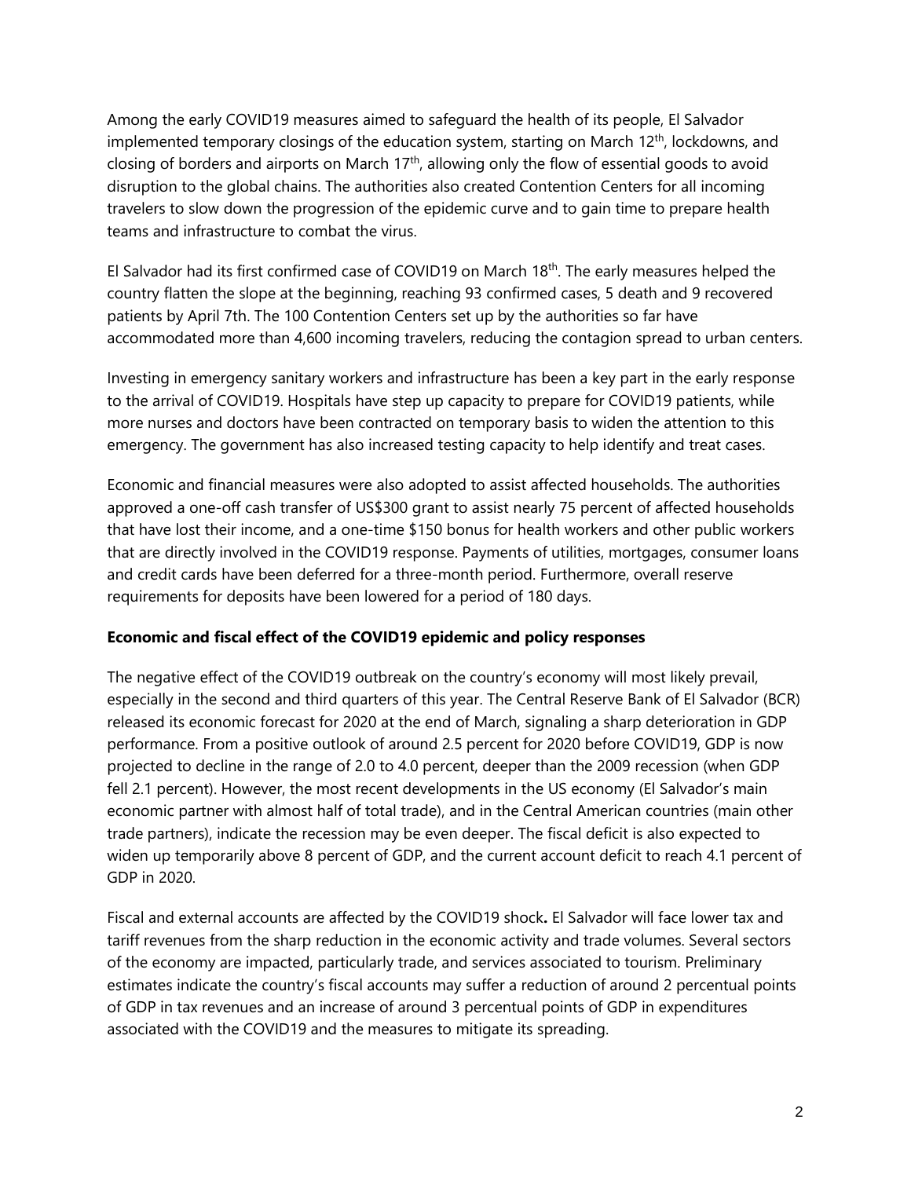Among the early COVID19 measures aimed to safeguard the health of its people, El Salvador implemented temporary closings of the education system, starting on March 12th, lockdowns, and closing of borders and airports on March 17th, allowing only the flow of essential goods to avoid disruption to the global chains. The authorities also created Contention Centers for all incoming travelers to slow down the progression of the epidemic curve and to gain time to prepare health teams and infrastructure to combat the virus.

El Salvador had its first confirmed case of COVID19 on March 18th. The early measures helped the country flatten the slope at the beginning, reaching 93 confirmed cases, 5 death and 9 recovered patients by April 7th. The 100 Contention Centers set up by the authorities so far have accommodated more than 4,600 incoming travelers, reducing the contagion spread to urban centers.

Investing in emergency sanitary workers and infrastructure has been a key part in the early response to the arrival of COVID19. Hospitals have step up capacity to prepare for COVID19 patients, while more nurses and doctors have been contracted on temporary basis to widen the attention to this emergency. The government has also increased testing capacity to help identify and treat cases.

Economic and financial measures were also adopted to assist affected households. The authorities approved a one-off cash transfer of US$300 grant to assist nearly 75 percent of affected households that have lost their income, and a one-time $150 bonus for health workers and other public workers that are directly involved in the COVID19 response. Payments of utilities, mortgages, consumer loans and credit cards have been deferred for a three-month period. Furthermore, overall reserve requirements for deposits have been lowered for a period of 180 days.

**Economic and fiscal effect of the COVID19 epidemic and policy responses**

The negative effect of the COVID19 outbreak on the country's economy will most likely prevail, especially in the second and third quarters of this year. The Central Reserve Bank of El Salvador (BCR) released its economic forecast for 2020 at the end of March, signaling a sharp deterioration in GDP performance. From a positive outlook of around 2.5 percent for 2020 before COVID19, GDP is now projected to decline in the range of 2.0 to 4.0 percent, deeper than the 2009 recession (when GDP fell 2.1 percent). However, the most recent developments in the US economy (El Salvador's main economic partner with almost half of total trade), and in the Central American countries (main other trade partners), indicate the recession may be even deeper. The fiscal deficit is also expected to widen up temporarily above 8 percent of GDP, and the current account deficit to reach 4.1 percent of GDP in 2020.

Fiscal and external accounts are affected by the COVID19 shock**.** El Salvador will face lower tax and tariff revenues from the sharp reduction in the economic activity and trade volumes. Several sectors of the economy are impacted, particularly trade, and services associated to tourism. Preliminary estimates indicate the country's fiscal accounts may suffer a reduction of around 2 percentual points of GDP in tax revenues and an increase of around 3 percentual points of GDP in expenditures associated with the COVID19 and the measures to mitigate its spreading.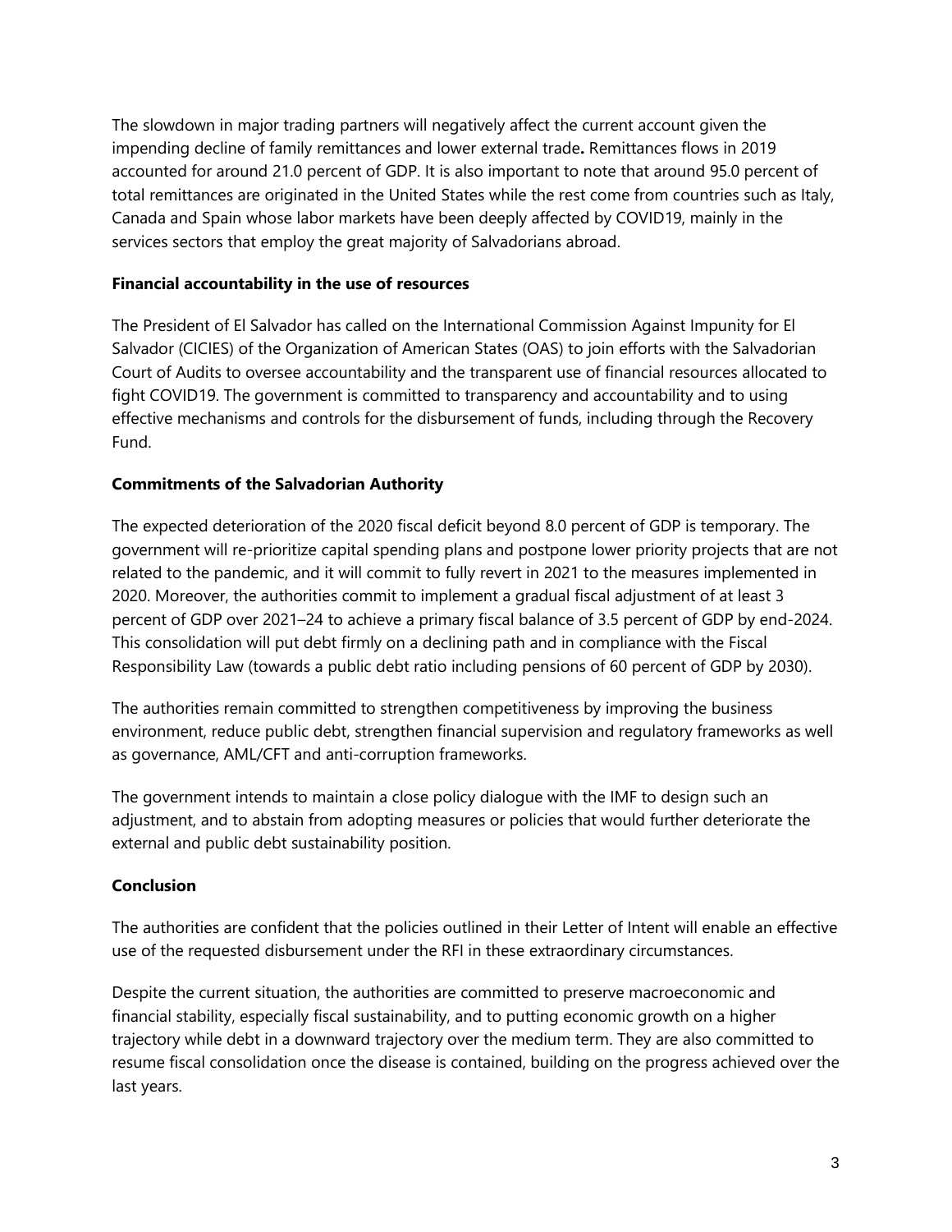The slowdown in major trading partners will negatively affect the current account given the impending decline of family remittances and lower external trade**.** Remittances flows in 2019 accounted for around 21.0 percent of GDP. It is also important to note that around 95.0 percent of total remittances are originated in the United States while the rest come from countries such as Italy, Canada and Spain whose labor markets have been deeply affected by COVID19, mainly in the services sectors that employ the great majority of Salvadorians abroad.

**Financial accountability in the use of resources**

The President of El Salvador has called on the International Commission Against Impunity for El Salvador (CICIES) of the Organization of American States (OAS) to join efforts with the Salvadorian Court of Audits to oversee accountability and the transparent use of financial resources allocated to fight COVID19. The government is committed to transparency and accountability and to using effective mechanisms and controls for the disbursement of funds, including through the Recovery Fund.

**Commitments of the Salvadorian Authority**

The expected deterioration of the 2020 fiscal deficit beyond 8.0 percent of GDP is temporary. The government will re-prioritize capital spending plans and postpone lower priority projects that are not related to the pandemic, and it will commit to fully revert in 2021 to the measures implemented in 2020. Moreover, the authorities commit to implement a gradual fiscal adjustment of at least 3 percent of GDP over 2021–24 to achieve a primary fiscal balance of 3.5 percent of GDP by end-2024. This consolidation will put debt firmly on a declining path and in compliance with the Fiscal Responsibility Law (towards a public debt ratio including pensions of 60 percent of GDP by 2030).

The authorities remain committed to strengthen competitiveness by improving the business environment, reduce public debt, strengthen financial supervision and regulatory frameworks as well as governance, AML/CFT and anti-corruption frameworks.

The government intends to maintain a close policy dialogue with the IMF to design such an adjustment, and to abstain from adopting measures or policies that would further deteriorate the external and public debt sustainability position.

**Conclusion**

The authorities are confident that the policies outlined in their Letter of Intent will enable an effective use of the requested disbursement under the RFI in these extraordinary circumstances.

Despite the current situation, the authorities are committed to preserve macroeconomic and financial stability, especially fiscal sustainability, and to putting economic growth on a higher trajectory while debt in a downward trajectory over the medium term. They are also committed to resume fiscal consolidation once the disease is contained, building on the progress achieved over the last years.